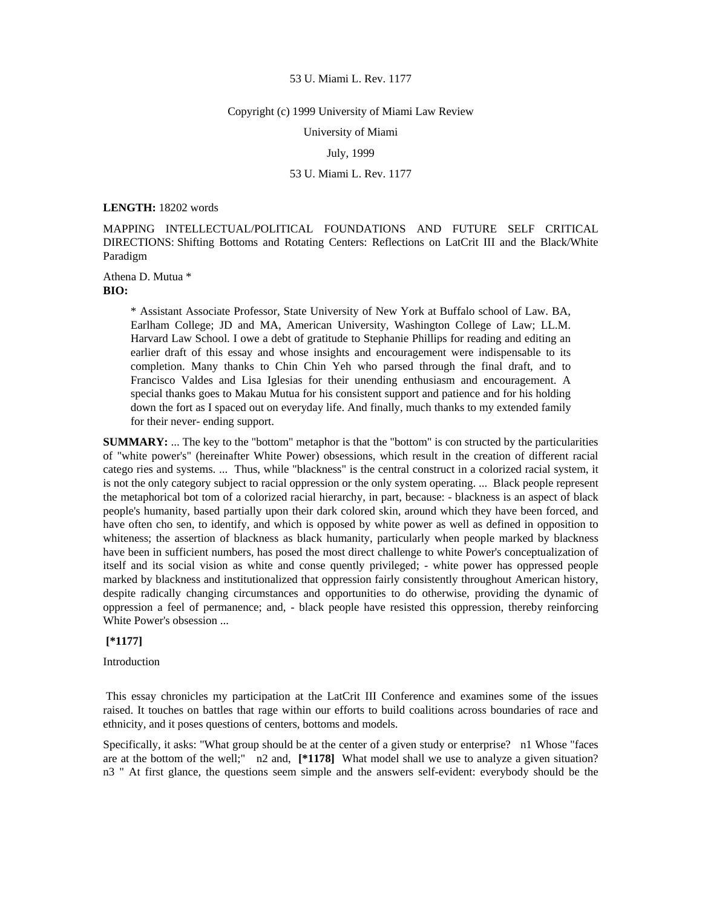53 U. Miami L. Rev. 1177

Copyright (c) 1999 University of Miami Law Review

University of Miami

July, 1999

53 U. Miami L. Rev. 1177

**LENGTH:** 18202 words

MAPPING INTELLECTUAL/POLITICAL FOUNDATIONS AND FUTURE SELF CRITICAL DIRECTIONS: Shifting Bottoms and Rotating Centers: Reflections on LatCrit III and the Black/White Paradigm

Athena D. Mutua *

**BIO:**

> * Assistant Associate Professor, State University of New York at Buffalo school of Law. BA, Earlham College; JD and MA, American University, Washington College of Law; LL.M. Harvard Law School. I owe a debt of gratitude to Stephanie Phillips for reading and editing an earlier draft of this essay and whose insights and encouragement were indispensable to its completion. Many thanks to Chin Chin Yeh who parsed through the final draft, and to Francisco Valdes and Lisa Iglesias for their unending enthusiasm and encouragement. A special thanks goes to Makau Mutua for his consistent support and patience and for his holding down the fort as I spaced out on everyday life. And finally, much thanks to my extended family for their never- ending support.

**SUMMARY:** ... The key to the "bottom" metaphor is that the "bottom" is con structed by the particularities of "white power's" (hereinafter White Power) obsessions, which result in the creation of different racial catego ries and systems. ... Thus, while "blackness" is the central construct in a colorized racial system, it is not the only category subject to racial oppression or the only system operating. ... Black people represent the metaphorical bot tom of a colorized racial hierarchy, in part, because: - blackness is an aspect of black people's humanity, based partially upon their dark colored skin, around which they have been forced, and have often cho sen, to identify, and which is opposed by white power as well as defined in opposition to whiteness; the assertion of blackness as black humanity, particularly when people marked by blackness have been in sufficient numbers, has posed the most direct challenge to white Power's conceptualization of itself and its social vision as white and conse quently privileged; - white power has oppressed people marked by blackness and institutionalized that oppression fairly consistently throughout American history, despite radically changing circumstances and opportunities to do otherwise, providing the dynamic of oppression a feel of permanence; and, - black people have resisted this oppression, thereby reinforcing White Power's obsession ...

**[*1177]**

Introduction

This essay chronicles my participation at the LatCrit III Conference and examines some of the issues raised. It touches on battles that rage within our efforts to build coalitions across boundaries of race and ethnicity, and it poses questions of centers, bottoms and models.

Specifically, it asks: "What group should be at the center of a given study or enterprise? n1 Whose "faces are at the bottom of the well;" n2 and, **[*1178]** What model shall we use to analyze a given situation? n3 " At first glance, the questions seem simple and the answers self-evident: everybody should be the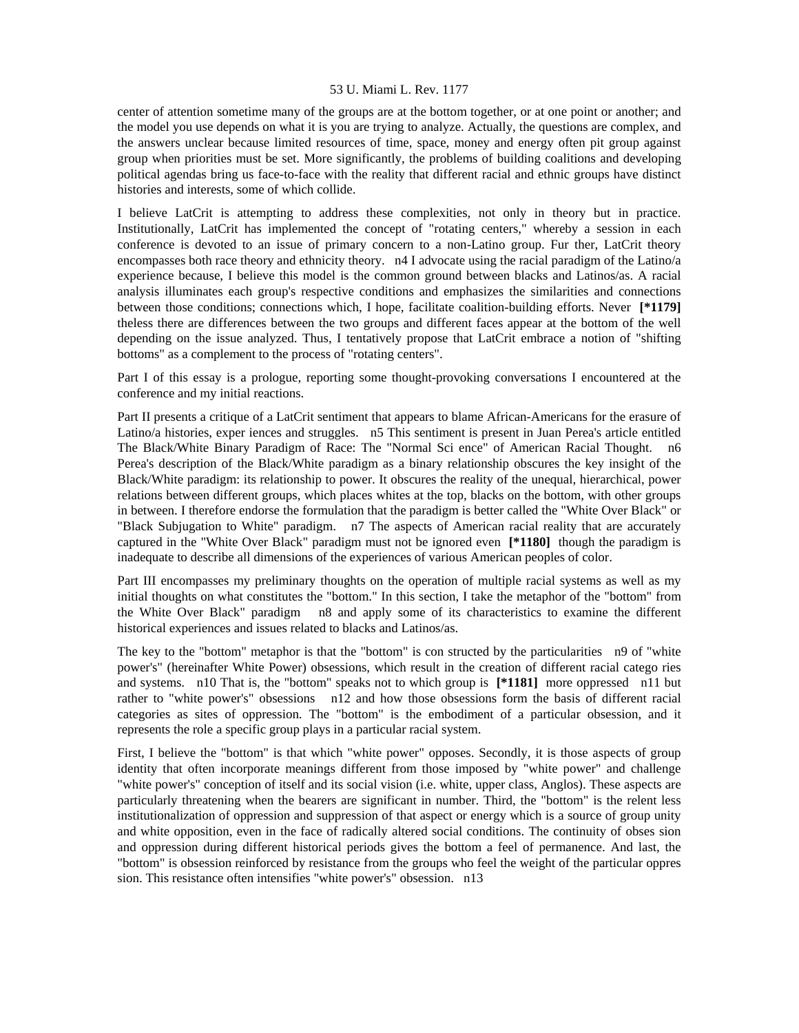center of attention sometime many of the groups are at the bottom together, or at one point or another; and the model you use depends on what it is you are trying to analyze. Actually, the questions are complex, and the answers unclear because limited resources of time, space, money and energy often pit group against group when priorities must be set. More significantly, the problems of building coalitions and developing political agendas bring us face-to-face with the reality that different racial and ethnic groups have distinct histories and interests, some of which collide.

I believe LatCrit is attempting to address these complexities, not only in theory but in practice. Institutionally, LatCrit has implemented the concept of "rotating centers," whereby a session in each conference is devoted to an issue of primary concern to a non-Latino group. Fur ther, LatCrit theory encompasses both race theory and ethnicity theory. n4 I advocate using the racial paradigm of the Latino/a experience because, I believe this model is the common ground between blacks and Latinos/as. A racial analysis illuminates each group's respective conditions and emphasizes the similarities and connections between those conditions; connections which, I hope, facilitate coalition-building efforts. Never **[*1179]** theless there are differences between the two groups and different faces appear at the bottom of the well depending on the issue analyzed. Thus, I tentatively propose that LatCrit embrace a notion of "shifting bottoms" as a complement to the process of "rotating centers".

Part I of this essay is a prologue, reporting some thought-provoking conversations I encountered at the conference and my initial reactions.

Part II presents a critique of a LatCrit sentiment that appears to blame African-Americans for the erasure of Latino/a histories, exper iences and struggles. n5 This sentiment is present in Juan Perea's article entitled The Black/White Binary Paradigm of Race: The "Normal Sci ence" of American Racial Thought. n6 Perea's description of the Black/White paradigm as a binary relationship obscures the key insight of the Black/White paradigm: its relationship to power. It obscures the reality of the unequal, hierarchical, power relations between different groups, which places whites at the top, blacks on the bottom, with other groups in between. I therefore endorse the formulation that the paradigm is better called the "White Over Black" or "Black Subjugation to White" paradigm. n7 The aspects of American racial reality that are accurately captured in the "White Over Black" paradigm must not be ignored even **[*1180]** though the paradigm is inadequate to describe all dimensions of the experiences of various American peoples of color.

Part III encompasses my preliminary thoughts on the operation of multiple racial systems as well as my initial thoughts on what constitutes the "bottom." In this section, I take the metaphor of the "bottom" from the White Over Black" paradigm n8 and apply some of its characteristics to examine the different historical experiences and issues related to blacks and Latinos/as.

The key to the "bottom" metaphor is that the "bottom" is con structed by the particularities n9 of "white power's" (hereinafter White Power) obsessions, which result in the creation of different racial catego ries and systems. n10 That is, the "bottom" speaks not to which group is **[*1181]** more oppressed n11 but rather to "white power's" obsessions n12 and how those obsessions form the basis of different racial categories as sites of oppression. The "bottom" is the embodiment of a particular obsession, and it represents the role a specific group plays in a particular racial system.

First, I believe the "bottom" is that which "white power" opposes. Secondly, it is those aspects of group identity that often incorporate meanings different from those imposed by "white power" and challenge "white power's" conception of itself and its social vision (i.e. white, upper class, Anglos). These aspects are particularly threatening when the bearers are significant in number. Third, the "bottom" is the relent less institutionalization of oppression and suppression of that aspect or energy which is a source of group unity and white opposition, even in the face of radically altered social conditions. The continuity of obses sion and oppression during different historical periods gives the bottom a feel of permanence. And last, the "bottom" is obsession reinforced by resistance from the groups who feel the weight of the particular oppres sion. This resistance often intensifies "white power's" obsession. n13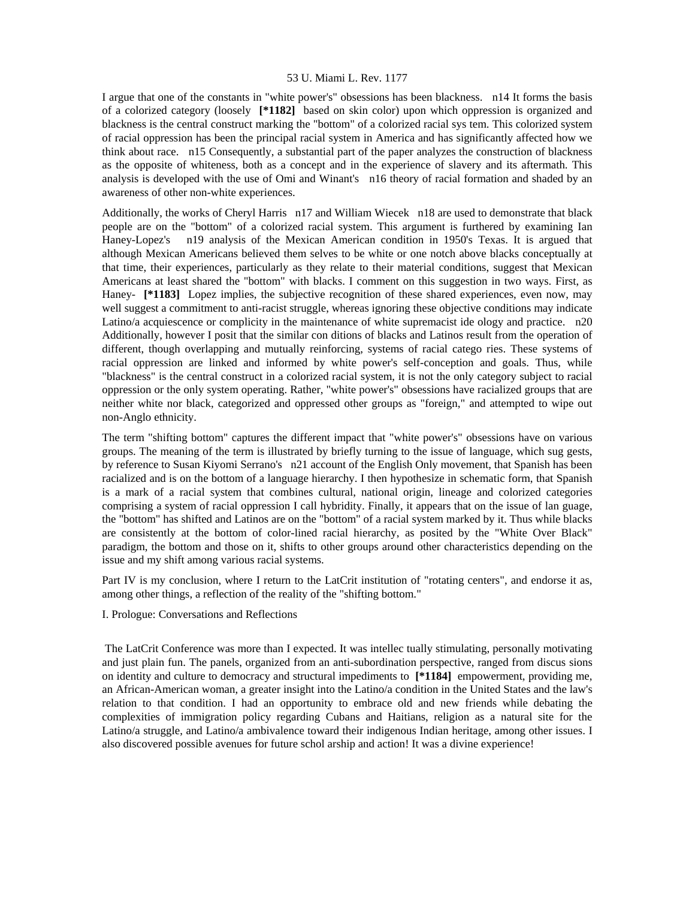I argue that one of the constants in "white power's" obsessions has been blackness. n14 It forms the basis of a colorized category (loosely **[*1182]** based on skin color) upon which oppression is organized and blackness is the central construct marking the "bottom" of a colorized racial sys tem. This colorized system of racial oppression has been the principal racial system in America and has significantly affected how we think about race. n15 Consequently, a substantial part of the paper analyzes the construction of blackness as the opposite of whiteness, both as a concept and in the experience of slavery and its aftermath. This analysis is developed with the use of Omi and Winant's n16 theory of racial formation and shaded by an awareness of other non-white experiences.

Additionally, the works of Cheryl Harris n17 and William Wiecek n18 are used to demonstrate that black people are on the "bottom" of a colorized racial system. This argument is furthered by examining Ian Haney-Lopez's n19 analysis of the Mexican American condition in 1950's Texas. It is argued that although Mexican Americans believed them selves to be white or one notch above blacks conceptually at that time, their experiences, particularly as they relate to their material conditions, suggest that Mexican Americans at least shared the "bottom" with blacks. I comment on this suggestion in two ways. First, as Haney- **[*1183]** Lopez implies, the subjective recognition of these shared experiences, even now, may well suggest a commitment to anti-racist struggle, whereas ignoring these objective conditions may indicate Latino/a acquiescence or complicity in the maintenance of white supremacist ide ology and practice. n20 Additionally, however I posit that the similar con ditions of blacks and Latinos result from the operation of different, though overlapping and mutually reinforcing, systems of racial catego ries. These systems of racial oppression are linked and informed by white power's self-conception and goals. Thus, while "blackness" is the central construct in a colorized racial system, it is not the only category subject to racial oppression or the only system operating. Rather, "white power's" obsessions have racialized groups that are neither white nor black, categorized and oppressed other groups as "foreign," and attempted to wipe out non-Anglo ethnicity.

The term "shifting bottom" captures the different impact that "white power's" obsessions have on various groups. The meaning of the term is illustrated by briefly turning to the issue of language, which sug gests, by reference to Susan Kiyomi Serrano's n21 account of the English Only movement, that Spanish has been racialized and is on the bottom of a language hierarchy. I then hypothesize in schematic form, that Spanish is a mark of a racial system that combines cultural, national origin, lineage and colorized categories comprising a system of racial oppression I call hybridity. Finally, it appears that on the issue of lan guage, the "bottom" has shifted and Latinos are on the "bottom" of a racial system marked by it. Thus while blacks are consistently at the bottom of color-lined racial hierarchy, as posited by the "White Over Black" paradigm, the bottom and those on it, shifts to other groups around other characteristics depending on the issue and my shift among various racial systems.

Part IV is my conclusion, where I return to the LatCrit institution of "rotating centers", and endorse it as, among other things, a reflection of the reality of the "shifting bottom."

I. Prologue: Conversations and Reflections

The LatCrit Conference was more than I expected. It was intellec tually stimulating, personally motivating and just plain fun. The panels, organized from an anti-subordination perspective, ranged from discus sions on identity and culture to democracy and structural impediments to **[*1184]** empowerment, providing me, an African-American woman, a greater insight into the Latino/a condition in the United States and the law's relation to that condition. I had an opportunity to embrace old and new friends while debating the complexities of immigration policy regarding Cubans and Haitians, religion as a natural site for the Latino/a struggle, and Latino/a ambivalence toward their indigenous Indian heritage, among other issues. I also discovered possible avenues for future schol arship and action! It was a divine experience!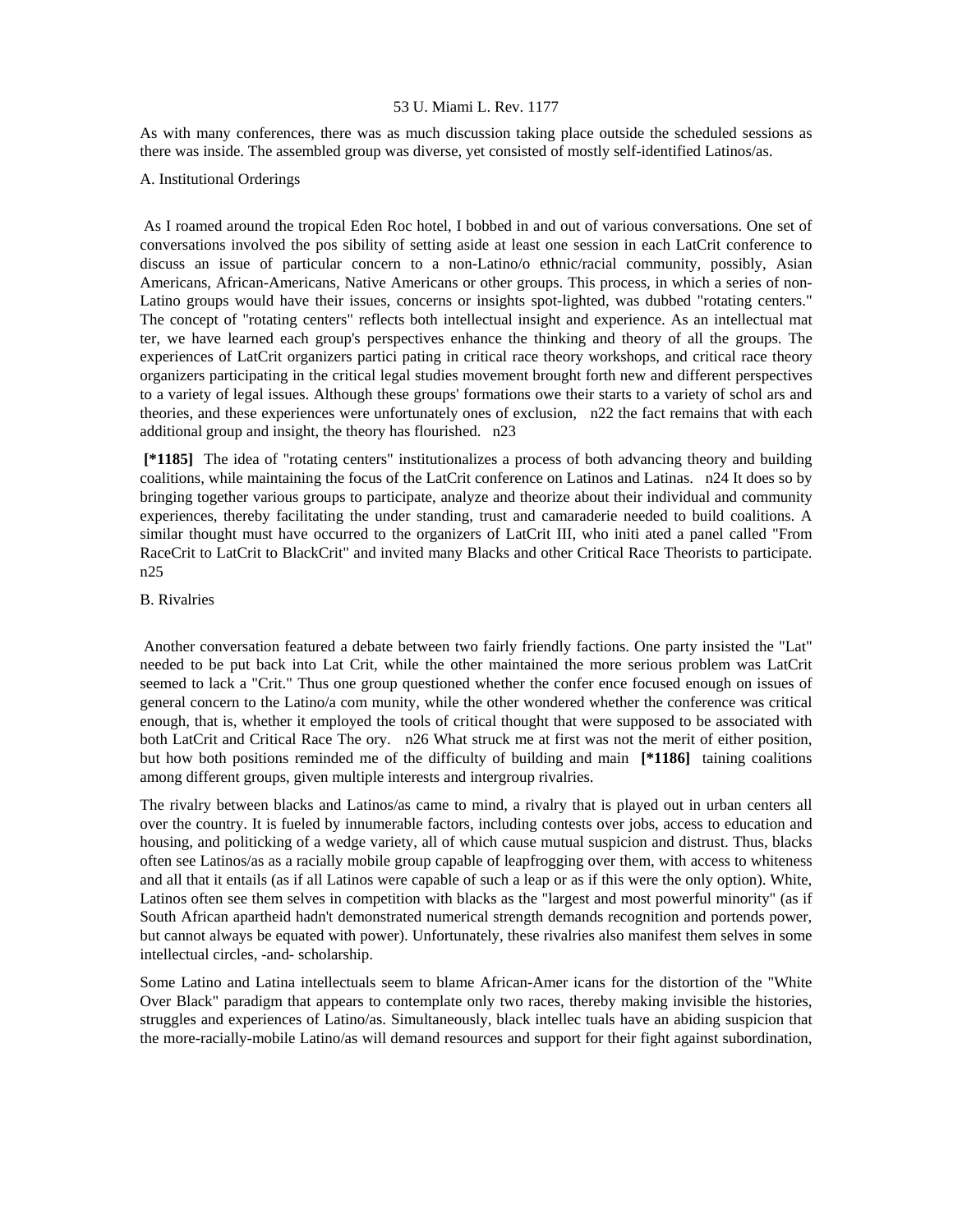As with many conferences, there was as much discussion taking place outside the scheduled sessions as there was inside. The assembled group was diverse, yet consisted of mostly self-identified Latinos/as.

A. Institutional Orderings

As I roamed around the tropical Eden Roc hotel, I bobbed in and out of various conversations. One set of conversations involved the pos sibility of setting aside at least one session in each LatCrit conference to discuss an issue of particular concern to a non-Latino/o ethnic/racial community, possibly, Asian Americans, African-Americans, Native Americans or other groups. This process, in which a series of non-Latino groups would have their issues, concerns or insights spot-lighted, was dubbed "rotating centers." The concept of "rotating centers" reflects both intellectual insight and experience. As an intellectual mat ter, we have learned each group's perspectives enhance the thinking and theory of all the groups. The experiences of LatCrit organizers partici pating in critical race theory workshops, and critical race theory organizers participating in the critical legal studies movement brought forth new and different perspectives to a variety of legal issues. Although these groups' formations owe their starts to a variety of schol ars and theories, and these experiences were unfortunately ones of exclusion, n22 the fact remains that with each additional group and insight, the theory has flourished. n23

**[*1185]** The idea of "rotating centers" institutionalizes a process of both advancing theory and building coalitions, while maintaining the focus of the LatCrit conference on Latinos and Latinas. n24 It does so by bringing together various groups to participate, analyze and theorize about their individual and community experiences, thereby facilitating the under standing, trust and camaraderie needed to build coalitions. A similar thought must have occurred to the organizers of LatCrit III, who initi ated a panel called "From RaceCrit to LatCrit to BlackCrit" and invited many Blacks and other Critical Race Theorists to participate. n25

B. Rivalries

Another conversation featured a debate between two fairly friendly factions. One party insisted the "Lat" needed to be put back into Lat Crit, while the other maintained the more serious problem was LatCrit seemed to lack a "Crit." Thus one group questioned whether the confer ence focused enough on issues of general concern to the Latino/a com munity, while the other wondered whether the conference was critical enough, that is, whether it employed the tools of critical thought that were supposed to be associated with both LatCrit and Critical Race The ory. n26 What struck me at first was not the merit of either position, but how both positions reminded me of the difficulty of building and main **[*1186]** taining coalitions among different groups, given multiple interests and intergroup rivalries.

The rivalry between blacks and Latinos/as came to mind, a rivalry that is played out in urban centers all over the country. It is fueled by innumerable factors, including contests over jobs, access to education and housing, and politicking of a wedge variety, all of which cause mutual suspicion and distrust. Thus, blacks often see Latinos/as as a racially mobile group capable of leapfrogging over them, with access to whiteness and all that it entails (as if all Latinos were capable of such a leap or as if this were the only option). White, Latinos often see them selves in competition with blacks as the "largest and most powerful minority" (as if South African apartheid hadn't demonstrated numerical strength demands recognition and portends power, but cannot always be equated with power). Unfortunately, these rivalries also manifest them selves in some intellectual circles, -and- scholarship.

Some Latino and Latina intellectuals seem to blame African-Amer icans for the distortion of the "White Over Black" paradigm that appears to contemplate only two races, thereby making invisible the histories, struggles and experiences of Latino/as. Simultaneously, black intellec tuals have an abiding suspicion that the more-racially-mobile Latino/as will demand resources and support for their fight against subordination,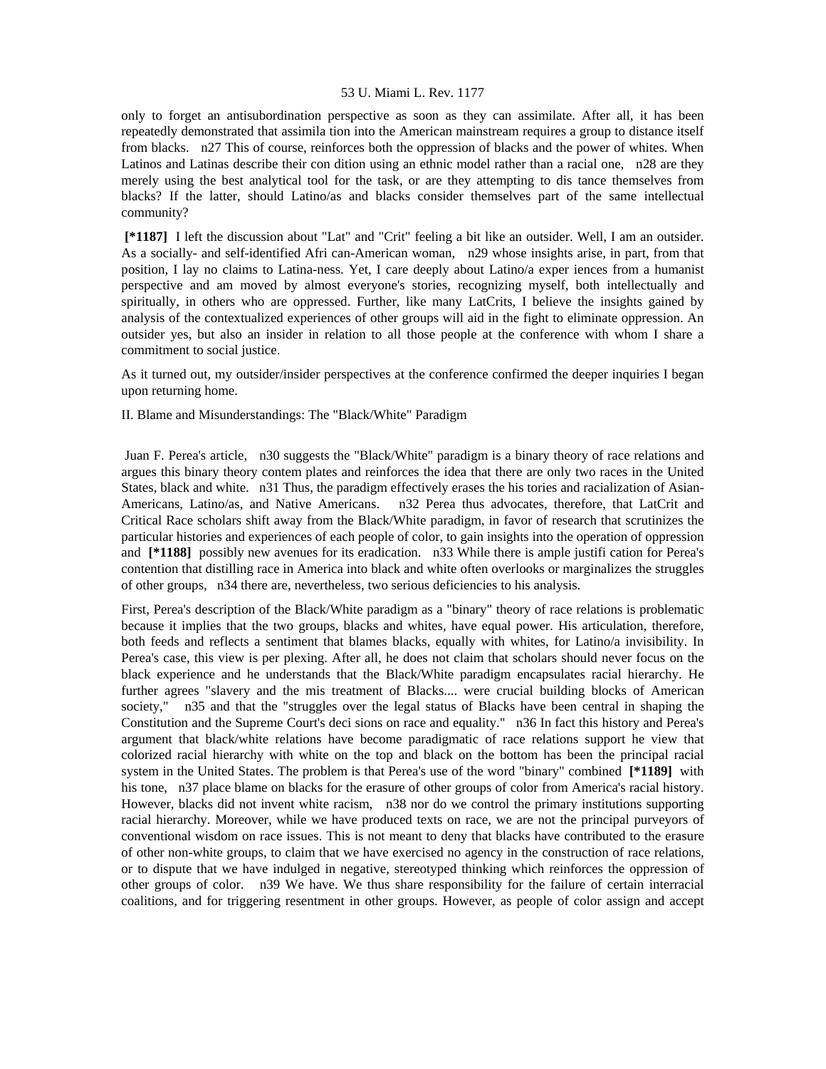only to forget an antisubordination perspective as soon as they can assimilate. After all, it has been repeatedly demonstrated that assimila tion into the American mainstream requires a group to distance itself from blacks. n27 This of course, reinforces both the oppression of blacks and the power of whites. When Latinos and Latinas describe their con dition using an ethnic model rather than a racial one, n28 are they merely using the best analytical tool for the task, or are they attempting to dis tance themselves from blacks? If the latter, should Latino/as and blacks consider themselves part of the same intellectual community?

**[*1187]** I left the discussion about "Lat" and "Crit" feeling a bit like an outsider. Well, I am an outsider. As a socially- and self-identified Afri can-American woman, n29 whose insights arise, in part, from that position, I lay no claims to Latina-ness. Yet, I care deeply about Latino/a exper iences from a humanist perspective and am moved by almost everyone's stories, recognizing myself, both intellectually and spiritually, in others who are oppressed. Further, like many LatCrits, I believe the insights gained by analysis of the contextualized experiences of other groups will aid in the fight to eliminate oppression. An outsider yes, but also an insider in relation to all those people at the conference with whom I share a commitment to social justice.

As it turned out, my outsider/insider perspectives at the conference confirmed the deeper inquiries I began upon returning home.

## II. Blame and Misunderstandings: The "Black/White" Paradigm

Juan F. Perea's article, n30 suggests the "Black/White" paradigm is a binary theory of race relations and argues this binary theory contem plates and reinforces the idea that there are only two races in the United States, black and white. n31 Thus, the paradigm effectively erases the his tories and racialization of Asian-Americans, Latino/as, and Native Americans. n32 Perea thus advocates, therefore, that LatCrit and Critical Race scholars shift away from the Black/White paradigm, in favor of research that scrutinizes the particular histories and experiences of each people of color, to gain insights into the operation of oppression and **[*1188]** possibly new avenues for its eradication. n33 While there is ample justifi cation for Perea's contention that distilling race in America into black and white often overlooks or marginalizes the struggles of other groups, n34 there are, nevertheless, two serious deficiencies to his analysis.

First, Perea's description of the Black/White paradigm as a "binary" theory of race relations is problematic because it implies that the two groups, blacks and whites, have equal power. His articulation, therefore, both feeds and reflects a sentiment that blames blacks, equally with whites, for Latino/a invisibility. In Perea's case, this view is per plexing. After all, he does not claim that scholars should never focus on the black experience and he understands that the Black/White paradigm encapsulates racial hierarchy. He further agrees "slavery and the mis treatment of Blacks.... were crucial building blocks of American society," n35 and that the "struggles over the legal status of Blacks have been central in shaping the Constitution and the Supreme Court's deci sions on race and equality." n36 In fact this history and Perea's argument that black/white relations have become paradigmatic of race relations support he view that colorized racial hierarchy with white on the top and black on the bottom has been the principal racial system in the United States. The problem is that Perea's use of the word "binary" combined **[*1189]** with his tone, n37 place blame on blacks for the erasure of other groups of color from America's racial history. However, blacks did not invent white racism, n38 nor do we control the primary institutions supporting racial hierarchy. Moreover, while we have produced texts on race, we are not the principal purveyors of conventional wisdom on race issues. This is not meant to deny that blacks have contributed to the erasure of other non-white groups, to claim that we have exercised no agency in the construction of race relations, or to dispute that we have indulged in negative, stereotyped thinking which reinforces the oppression of other groups of color. n39 We have. We thus share responsibility for the failure of certain interracial coalitions, and for triggering resentment in other groups. However, as people of color assign and accept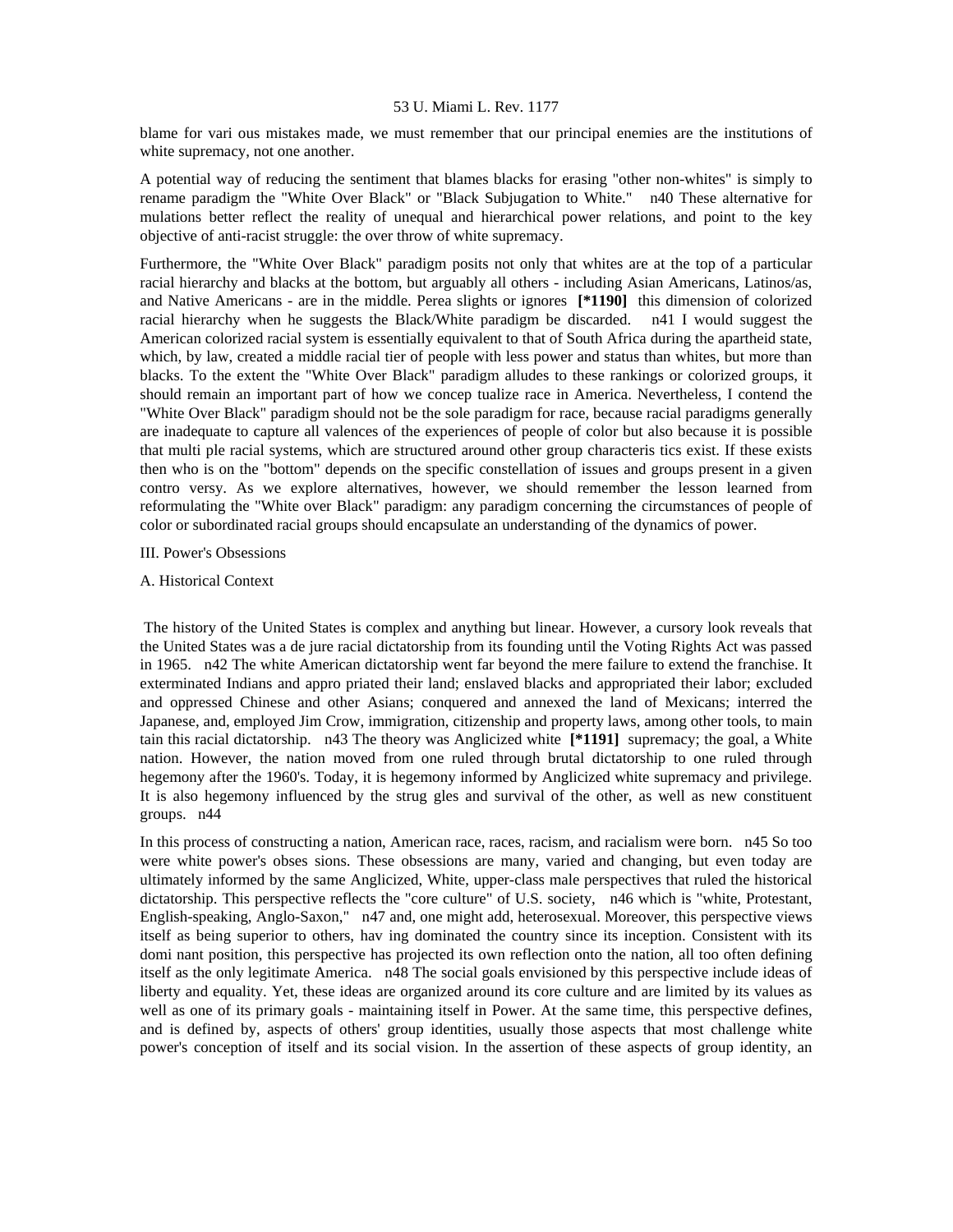blame for vari ous mistakes made, we must remember that our principal enemies are the institutions of white supremacy, not one another.

A potential way of reducing the sentiment that blames blacks for erasing "other non-whites" is simply to rename paradigm the "White Over Black" or "Black Subjugation to White." n40 These alternative for mulations better reflect the reality of unequal and hierarchical power relations, and point to the key objective of anti-racist struggle: the over throw of white supremacy.

Furthermore, the "White Over Black" paradigm posits not only that whites are at the top of a particular racial hierarchy and blacks at the bottom, but arguably all others - including Asian Americans, Latinos/as, and Native Americans - are in the middle. Perea slights or ignores **[*1190]** this dimension of colorized racial hierarchy when he suggests the Black/White paradigm be discarded. n41 I would suggest the American colorized racial system is essentially equivalent to that of South Africa during the apartheid state, which, by law, created a middle racial tier of people with less power and status than whites, but more than blacks. To the extent the "White Over Black" paradigm alludes to these rankings or colorized groups, it should remain an important part of how we concep tualize race in America. Nevertheless, I contend the "White Over Black" paradigm should not be the sole paradigm for race, because racial paradigms generally are inadequate to capture all valences of the experiences of people of color but also because it is possible that multi ple racial systems, which are structured around other group characteris tics exist. If these exists then who is on the "bottom" depends on the specific constellation of issues and groups present in a given contro versy. As we explore alternatives, however, we should remember the lesson learned from reformulating the "White over Black" paradigm: any paradigm concerning the circumstances of people of color or subordinated racial groups should encapsulate an understanding of the dynamics of power.

## III. Power's Obsessions

### A. Historical Context

The history of the United States is complex and anything but linear. However, a cursory look reveals that the United States was a de jure racial dictatorship from its founding until the Voting Rights Act was passed in 1965. n42 The white American dictatorship went far beyond the mere failure to extend the franchise. It exterminated Indians and appro priated their land; enslaved blacks and appropriated their labor; excluded and oppressed Chinese and other Asians; conquered and annexed the land of Mexicans; interred the Japanese, and, employed Jim Crow, immigration, citizenship and property laws, among other tools, to main tain this racial dictatorship. n43 The theory was Anglicized white **[*1191]** supremacy; the goal, a White nation. However, the nation moved from one ruled through brutal dictatorship to one ruled through hegemony after the 1960's. Today, it is hegemony informed by Anglicized white supremacy and privilege. It is also hegemony influenced by the strug gles and survival of the other, as well as new constituent groups. n44

In this process of constructing a nation, American race, races, racism, and racialism were born. n45 So too were white power's obses sions. These obsessions are many, varied and changing, but even today are ultimately informed by the same Anglicized, White, upper-class male perspectives that ruled the historical dictatorship. This perspective reflects the "core culture" of U.S. society, n46 which is "white, Protestant, English-speaking, Anglo-Saxon," n47 and, one might add, heterosexual. Moreover, this perspective views itself as being superior to others, hav ing dominated the country since its inception. Consistent with its domi nant position, this perspective has projected its own reflection onto the nation, all too often defining itself as the only legitimate America. n48 The social goals envisioned by this perspective include ideas of liberty and equality. Yet, these ideas are organized around its core culture and are limited by its values as well as one of its primary goals - maintaining itself in Power. At the same time, this perspective defines, and is defined by, aspects of others' group identities, usually those aspects that most challenge white power's conception of itself and its social vision. In the assertion of these aspects of group identity, an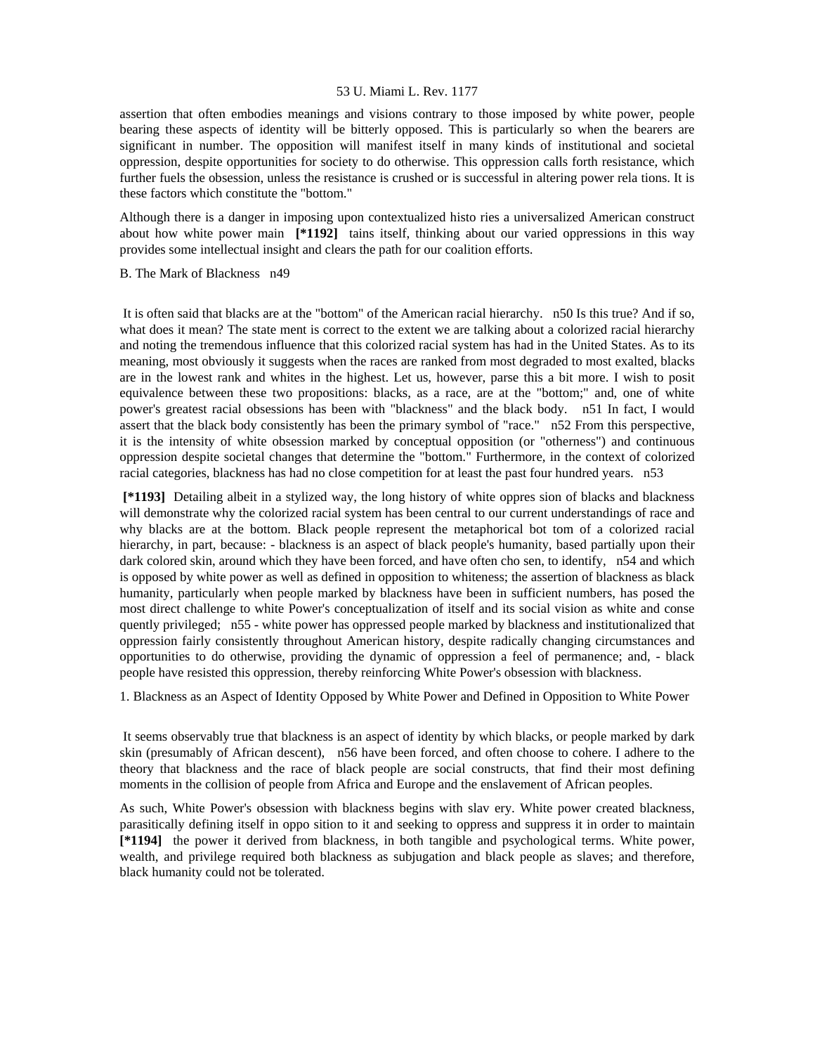assertion that often embodies meanings and visions contrary to those imposed by white power, people bearing these aspects of identity will be bitterly opposed. This is particularly so when the bearers are significant in number. The opposition will manifest itself in many kinds of institutional and societal oppression, despite opportunities for society to do otherwise. This oppression calls forth resistance, which further fuels the obsession, unless the resistance is crushed or is successful in altering power rela tions. It is these factors which constitute the "bottom."

Although there is a danger in imposing upon contextualized histo ries a universalized American construct about how white power main **[*1192]** tains itself, thinking about our varied oppressions in this way provides some intellectual insight and clears the path for our coalition efforts.

B. The Mark of Blackness n49

It is often said that blacks are at the "bottom" of the American racial hierarchy. n50 Is this true? And if so, what does it mean? The state ment is correct to the extent we are talking about a colorized racial hierarchy and noting the tremendous influence that this colorized racial system has had in the United States. As to its meaning, most obviously it suggests when the races are ranked from most degraded to most exalted, blacks are in the lowest rank and whites in the highest. Let us, however, parse this a bit more. I wish to posit equivalence between these two propositions: blacks, as a race, are at the "bottom;" and, one of white power's greatest racial obsessions has been with "blackness" and the black body. n51 In fact, I would assert that the black body consistently has been the primary symbol of "race." n52 From this perspective, it is the intensity of white obsession marked by conceptual opposition (or "otherness") and continuous oppression despite societal changes that determine the "bottom." Furthermore, in the context of colorized racial categories, blackness has had no close competition for at least the past four hundred years. n53

**[*1193]** Detailing albeit in a stylized way, the long history of white oppres sion of blacks and blackness will demonstrate why the colorized racial system has been central to our current understandings of race and why blacks are at the bottom. Black people represent the metaphorical bot tom of a colorized racial hierarchy, in part, because: - blackness is an aspect of black people's humanity, based partially upon their dark colored skin, around which they have been forced, and have often cho sen, to identify, n54 and which is opposed by white power as well as defined in opposition to whiteness; the assertion of blackness as black humanity, particularly when people marked by blackness have been in sufficient numbers, has posed the most direct challenge to white Power's conceptualization of itself and its social vision as white and conse quently privileged; n55 - white power has oppressed people marked by blackness and institutionalized that oppression fairly consistently throughout American history, despite radically changing circumstances and opportunities to do otherwise, providing the dynamic of oppression a feel of permanence; and, - black people have resisted this oppression, thereby reinforcing White Power's obsession with blackness.

1. Blackness as an Aspect of Identity Opposed by White Power and Defined in Opposition to White Power

It seems observably true that blackness is an aspect of identity by which blacks, or people marked by dark skin (presumably of African descent), n56 have been forced, and often choose to cohere. I adhere to the theory that blackness and the race of black people are social constructs, that find their most defining moments in the collision of people from Africa and Europe and the enslavement of African peoples.

As such, White Power's obsession with blackness begins with slav ery. White power created blackness, parasitically defining itself in oppo sition to it and seeking to oppress and suppress it in order to maintain **[*1194]** the power it derived from blackness, in both tangible and psychological terms. White power, wealth, and privilege required both blackness as subjugation and black people as slaves; and therefore, black humanity could not be tolerated.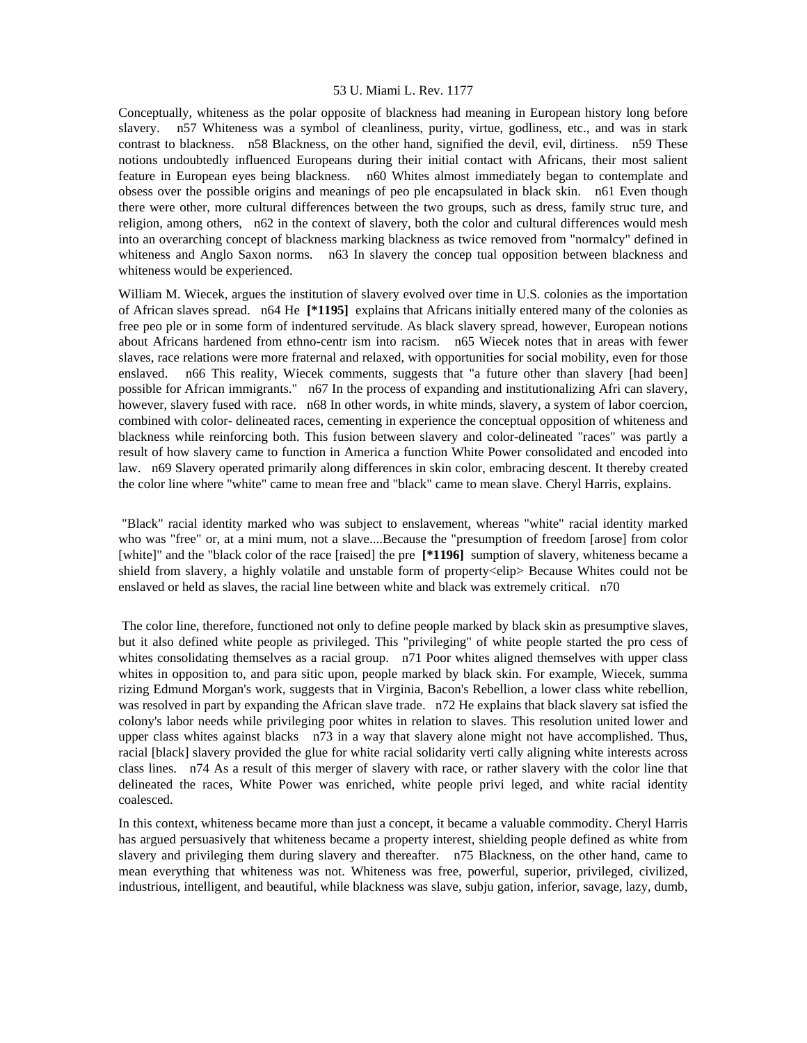Conceptually, whiteness as the polar opposite of blackness had meaning in European history long before slavery. n57 Whiteness was a symbol of cleanliness, purity, virtue, godliness, etc., and was in stark contrast to blackness. n58 Blackness, on the other hand, signified the devil, evil, dirtiness. n59 These notions undoubtedly influenced Europeans during their initial contact with Africans, their most salient feature in European eyes being blackness. n60 Whites almost immediately began to contemplate and obsess over the possible origins and meanings of peo ple encapsulated in black skin. n61 Even though there were other, more cultural differences between the two groups, such as dress, family struc ture, and religion, among others, n62 in the context of slavery, both the color and cultural differences would mesh into an overarching concept of blackness marking blackness as twice removed from "normalcy" defined in whiteness and Anglo Saxon norms. n63 In slavery the concep tual opposition between blackness and whiteness would be experienced.

William M. Wiecek, argues the institution of slavery evolved over time in U.S. colonies as the importation of African slaves spread. n64 He **[*1195]** explains that Africans initially entered many of the colonies as free peo ple or in some form of indentured servitude. As black slavery spread, however, European notions about Africans hardened from ethno-centr ism into racism. n65 Wiecek notes that in areas with fewer slaves, race relations were more fraternal and relaxed, with opportunities for social mobility, even for those enslaved. n66 This reality, Wiecek comments, suggests that "a future other than slavery [had been] possible for African immigrants." n67 In the process of expanding and institutionalizing Afri can slavery, however, slavery fused with race. n68 In other words, in white minds, slavery, a system of labor coercion, combined with color- delineated races, cementing in experience the conceptual opposition of whiteness and blackness while reinforcing both. This fusion between slavery and color-delineated "races" was partly a result of how slavery came to function in America a function White Power consolidated and encoded into law. n69 Slavery operated primarily along differences in skin color, embracing descent. It thereby created the color line where "white" came to mean free and "black" came to mean slave. Cheryl Harris, explains.

"Black" racial identity marked who was subject to enslavement, whereas "white" racial identity marked who was "free" or, at a mini mum, not a slave....Because the "presumption of freedom [arose] from color [white]" and the "black color of the race [raised] the pre **[*1196]** sumption of slavery, whiteness became a shield from slavery, a highly volatile and unstable form of property<elip> Because Whites could not be enslaved or held as slaves, the racial line between white and black was extremely critical. n70

The color line, therefore, functioned not only to define people marked by black skin as presumptive slaves, but it also defined white people as privileged. This "privileging" of white people started the pro cess of whites consolidating themselves as a racial group. n71 Poor whites aligned themselves with upper class whites in opposition to, and para sitic upon, people marked by black skin. For example, Wiecek, summa rizing Edmund Morgan's work, suggests that in Virginia, Bacon's Rebellion, a lower class white rebellion, was resolved in part by expanding the African slave trade. n72 He explains that black slavery sat isfied the colony's labor needs while privileging poor whites in relation to slaves. This resolution united lower and upper class whites against blacks n73 in a way that slavery alone might not have accomplished. Thus, racial [black] slavery provided the glue for white racial solidarity verti cally aligning white interests across class lines. n74 As a result of this merger of slavery with race, or rather slavery with the color line that delineated the races, White Power was enriched, white people privi leged, and white racial identity coalesced.

In this context, whiteness became more than just a concept, it became a valuable commodity. Cheryl Harris has argued persuasively that whiteness became a property interest, shielding people defined as white from slavery and privileging them during slavery and thereafter. n75 Blackness, on the other hand, came to mean everything that whiteness was not. Whiteness was free, powerful, superior, privileged, civilized, industrious, intelligent, and beautiful, while blackness was slave, subju gation, inferior, savage, lazy, dumb,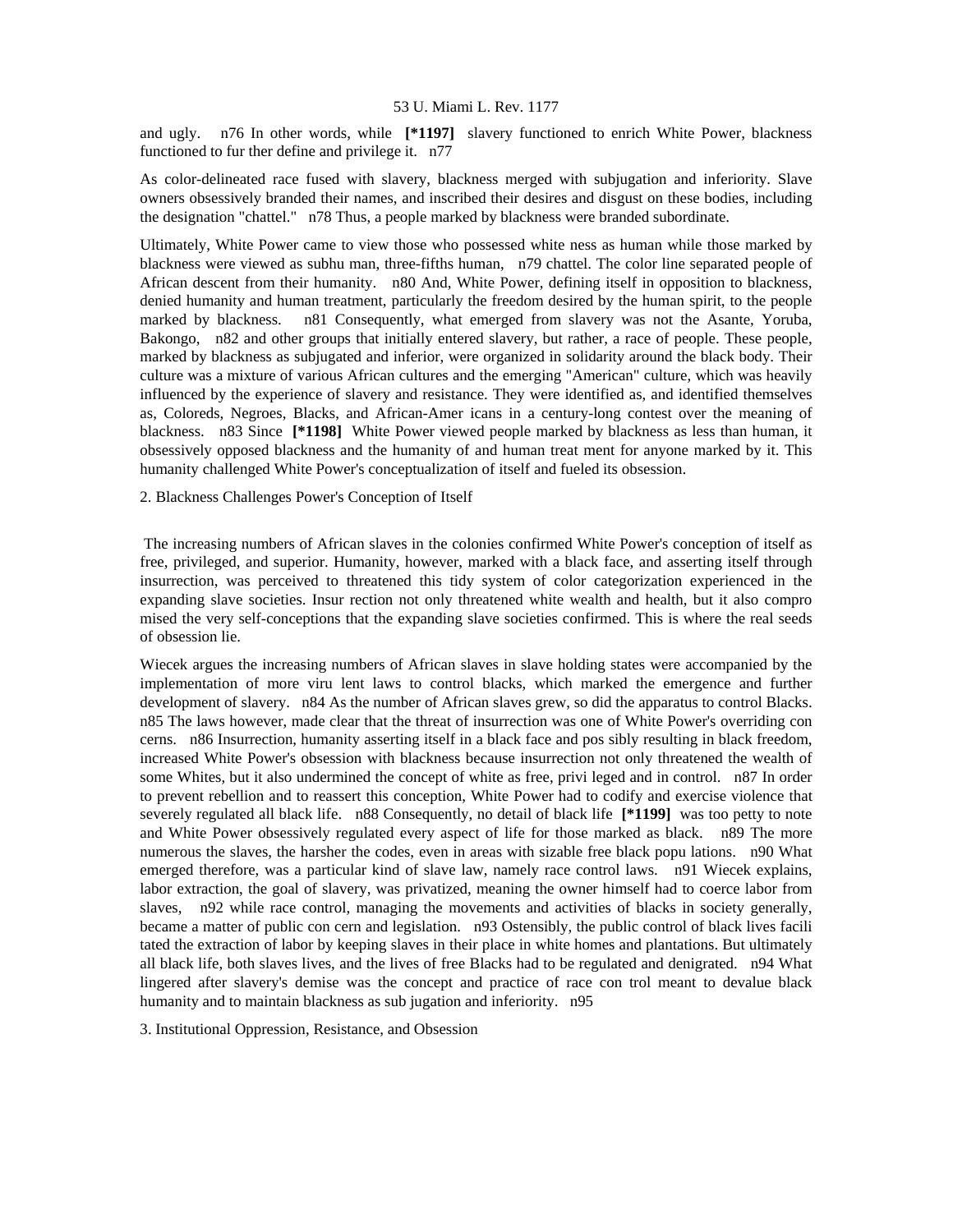and ugly. n76 In other words, while **[*1197]** slavery functioned to enrich White Power, blackness functioned to fur ther define and privilege it. n77

As color-delineated race fused with slavery, blackness merged with subjugation and inferiority. Slave owners obsessively branded their names, and inscribed their desires and disgust on these bodies, including the designation "chattel." n78 Thus, a people marked by blackness were branded subordinate.

Ultimately, White Power came to view those who possessed white ness as human while those marked by blackness were viewed as subhu man, three-fifths human, n79 chattel. The color line separated people of African descent from their humanity. n80 And, White Power, defining itself in opposition to blackness, denied humanity and human treatment, particularly the freedom desired by the human spirit, to the people marked by blackness. n81 Consequently, what emerged from slavery was not the Asante, Yoruba, Bakongo, n82 and other groups that initially entered slavery, but rather, a race of people. These people, marked by blackness as subjugated and inferior, were organized in solidarity around the black body. Their culture was a mixture of various African cultures and the emerging "American" culture, which was heavily influenced by the experience of slavery and resistance. They were identified as, and identified themselves as, Coloreds, Negroes, Blacks, and African-Amer icans in a century-long contest over the meaning of blackness. n83 Since **[*1198]** White Power viewed people marked by blackness as less than human, it obsessively opposed blackness and the humanity of and human treat ment for anyone marked by it. This humanity challenged White Power's conceptualization of itself and fueled its obsession.

2. Blackness Challenges Power's Conception of Itself

The increasing numbers of African slaves in the colonies confirmed White Power's conception of itself as free, privileged, and superior. Humanity, however, marked with a black face, and asserting itself through insurrection, was perceived to threatened this tidy system of color categorization experienced in the expanding slave societies. Insur rection not only threatened white wealth and health, but it also compro mised the very self-conceptions that the expanding slave societies confirmed. This is where the real seeds of obsession lie.

Wiecek argues the increasing numbers of African slaves in slave holding states were accompanied by the implementation of more viru lent laws to control blacks, which marked the emergence and further development of slavery. n84 As the number of African slaves grew, so did the apparatus to control Blacks. n85 The laws however, made clear that the threat of insurrection was one of White Power's overriding con cerns. n86 Insurrection, humanity asserting itself in a black face and pos sibly resulting in black freedom, increased White Power's obsession with blackness because insurrection not only threatened the wealth of some Whites, but it also undermined the concept of white as free, privi leged and in control. n87 In order to prevent rebellion and to reassert this conception, White Power had to codify and exercise violence that severely regulated all black life. n88 Consequently, no detail of black life **[*1199]** was too petty to note and White Power obsessively regulated every aspect of life for those marked as black. n89 The more numerous the slaves, the harsher the codes, even in areas with sizable free black popu lations. n90 What emerged therefore, was a particular kind of slave law, namely race control laws. n91 Wiecek explains, labor extraction, the goal of slavery, was privatized, meaning the owner himself had to coerce labor from slaves, n92 while race control, managing the movements and activities of blacks in society generally, became a matter of public con cern and legislation. n93 Ostensibly, the public control of black lives facili tated the extraction of labor by keeping slaves in their place in white homes and plantations. But ultimately all black life, both slaves lives, and the lives of free Blacks had to be regulated and denigrated. n94 What lingered after slavery's demise was the concept and practice of race con trol meant to devalue black humanity and to maintain blackness as sub jugation and inferiority. n95

3. Institutional Oppression, Resistance, and Obsession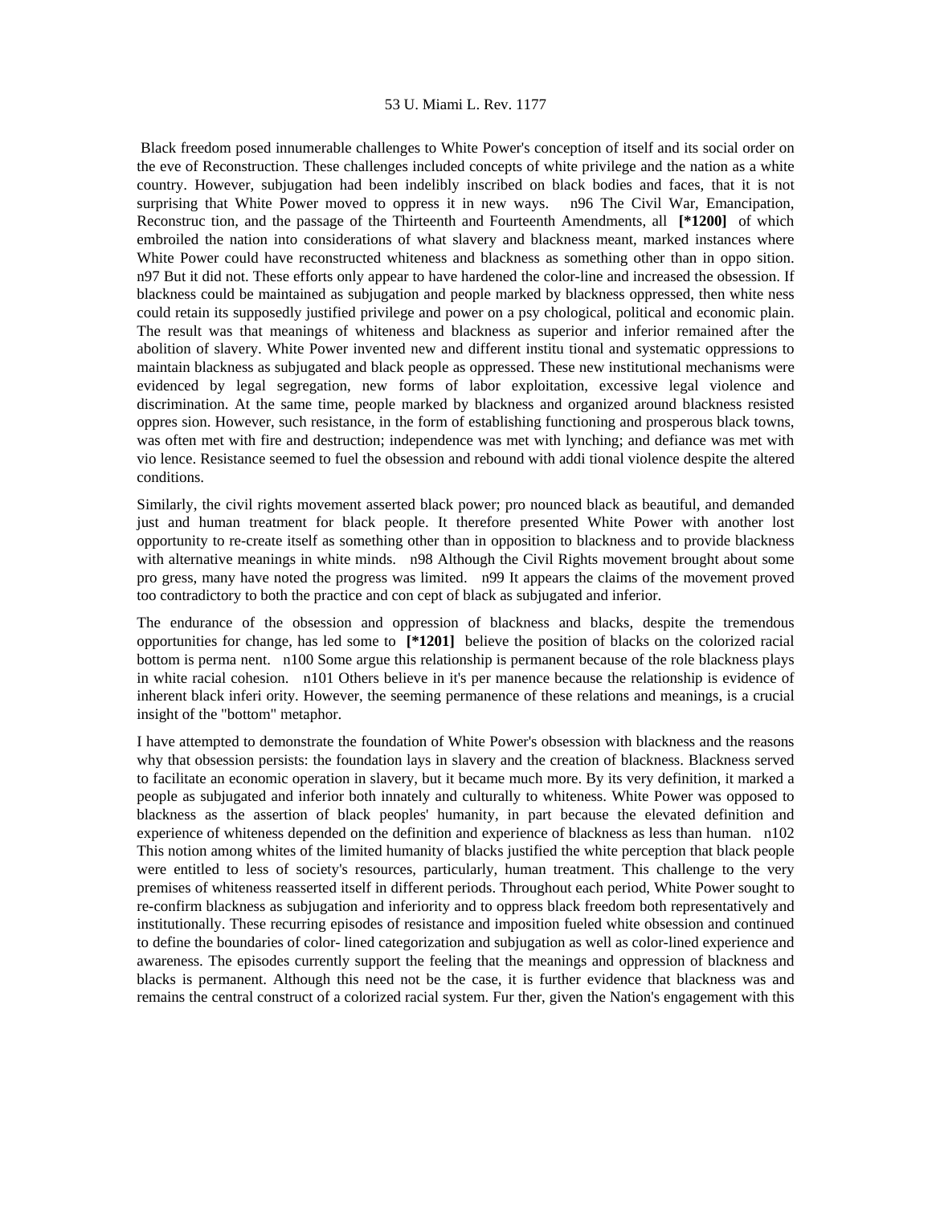Black freedom posed innumerable challenges to White Power's conception of itself and its social order on the eve of Reconstruction. These challenges included concepts of white privilege and the nation as a white country. However, subjugation had been indelibly inscribed on black bodies and faces, that it is not surprising that White Power moved to oppress it in new ways. n96 The Civil War, Emancipation, Reconstruc tion, and the passage of the Thirteenth and Fourteenth Amendments, all **[*1200]** of which embroiled the nation into considerations of what slavery and blackness meant, marked instances where White Power could have reconstructed whiteness and blackness as something other than in oppo sition. n97 But it did not. These efforts only appear to have hardened the color-line and increased the obsession. If blackness could be maintained as subjugation and people marked by blackness oppressed, then white ness could retain its supposedly justified privilege and power on a psy chological, political and economic plain. The result was that meanings of whiteness and blackness as superior and inferior remained after the abolition of slavery. White Power invented new and different institu tional and systematic oppressions to maintain blackness as subjugated and black people as oppressed. These new institutional mechanisms were evidenced by legal segregation, new forms of labor exploitation, excessive legal violence and discrimination. At the same time, people marked by blackness and organized around blackness resisted oppres sion. However, such resistance, in the form of establishing functioning and prosperous black towns, was often met with fire and destruction; independence was met with lynching; and defiance was met with vio lence. Resistance seemed to fuel the obsession and rebound with addi tional violence despite the altered conditions.

Similarly, the civil rights movement asserted black power; pro nounced black as beautiful, and demanded just and human treatment for black people. It therefore presented White Power with another lost opportunity to re-create itself as something other than in opposition to blackness and to provide blackness with alternative meanings in white minds. n98 Although the Civil Rights movement brought about some pro gress, many have noted the progress was limited. n99 It appears the claims of the movement proved too contradictory to both the practice and con cept of black as subjugated and inferior.

The endurance of the obsession and oppression of blackness and blacks, despite the tremendous opportunities for change, has led some to **[*1201]** believe the position of blacks on the colorized racial bottom is perma nent. n100 Some argue this relationship is permanent because of the role blackness plays in white racial cohesion. n101 Others believe in it's per manence because the relationship is evidence of inherent black inferi ority. However, the seeming permanence of these relations and meanings, is a crucial insight of the "bottom" metaphor.

I have attempted to demonstrate the foundation of White Power's obsession with blackness and the reasons why that obsession persists: the foundation lays in slavery and the creation of blackness. Blackness served to facilitate an economic operation in slavery, but it became much more. By its very definition, it marked a people as subjugated and inferior both innately and culturally to whiteness. White Power was opposed to blackness as the assertion of black peoples' humanity, in part because the elevated definition and experience of whiteness depended on the definition and experience of blackness as less than human. n102 This notion among whites of the limited humanity of blacks justified the white perception that black people were entitled to less of society's resources, particularly, human treatment. This challenge to the very premises of whiteness reasserted itself in different periods. Throughout each period, White Power sought to re-confirm blackness as subjugation and inferiority and to oppress black freedom both representatively and institutionally. These recurring episodes of resistance and imposition fueled white obsession and continued to define the boundaries of color- lined categorization and subjugation as well as color-lined experience and awareness. The episodes currently support the feeling that the meanings and oppression of blackness and blacks is permanent. Although this need not be the case, it is further evidence that blackness was and remains the central construct of a colorized racial system. Fur ther, given the Nation's engagement with this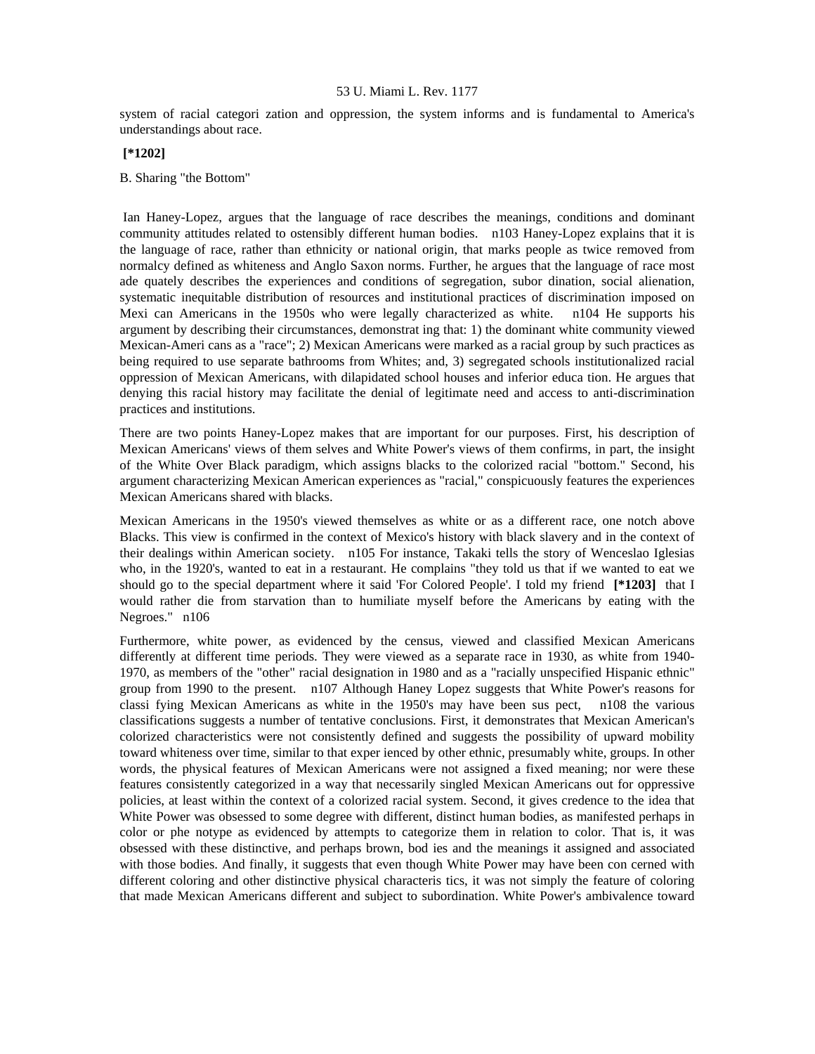system of racial categori zation and oppression, the system informs and is fundamental to America's understandings about race.

**[*1202]**

B. Sharing "the Bottom"

Ian Haney-Lopez, argues that the language of race describes the meanings, conditions and dominant community attitudes related to ostensibly different human bodies. n103 Haney-Lopez explains that it is the language of race, rather than ethnicity or national origin, that marks people as twice removed from normalcy defined as whiteness and Anglo Saxon norms. Further, he argues that the language of race most ade quately describes the experiences and conditions of segregation, subor dination, social alienation, systematic inequitable distribution of resources and institutional practices of discrimination imposed on Mexi can Americans in the 1950s who were legally characterized as white. n104 He supports his argument by describing their circumstances, demonstrat ing that: 1) the dominant white community viewed Mexican-Ameri cans as a "race"; 2) Mexican Americans were marked as a racial group by such practices as being required to use separate bathrooms from Whites; and, 3) segregated schools institutionalized racial oppression of Mexican Americans, with dilapidated school houses and inferior educa tion. He argues that denying this racial history may facilitate the denial of legitimate need and access to anti-discrimination practices and institutions.

There are two points Haney-Lopez makes that are important for our purposes. First, his description of Mexican Americans' views of them selves and White Power's views of them confirms, in part, the insight of the White Over Black paradigm, which assigns blacks to the colorized racial "bottom." Second, his argument characterizing Mexican American experiences as "racial," conspicuously features the experiences Mexican Americans shared with blacks.

Mexican Americans in the 1950's viewed themselves as white or as a different race, one notch above Blacks. This view is confirmed in the context of Mexico's history with black slavery and in the context of their dealings within American society. n105 For instance, Takaki tells the story of Wenceslao Iglesias who, in the 1920's, wanted to eat in a restaurant. He complains "they told us that if we wanted to eat we should go to the special department where it said 'For Colored People'. I told my friend **[*1203]** that I would rather die from starvation than to humiliate myself before the Americans by eating with the Negroes." n106

Furthermore, white power, as evidenced by the census, viewed and classified Mexican Americans differently at different time periods. They were viewed as a separate race in 1930, as white from 1940-1970, as members of the "other" racial designation in 1980 and as a "racially unspecified Hispanic ethnic" group from 1990 to the present. n107 Although Haney Lopez suggests that White Power's reasons for classi fying Mexican Americans as white in the 1950's may have been sus pect, n108 the various classifications suggests a number of tentative conclusions. First, it demonstrates that Mexican American's colorized characteristics were not consistently defined and suggests the possibility of upward mobility toward whiteness over time, similar to that exper ienced by other ethnic, presumably white, groups. In other words, the physical features of Mexican Americans were not assigned a fixed meaning; nor were these features consistently categorized in a way that necessarily singled Mexican Americans out for oppressive policies, at least within the context of a colorized racial system. Second, it gives credence to the idea that White Power was obsessed to some degree with different, distinct human bodies, as manifested perhaps in color or phe notype as evidenced by attempts to categorize them in relation to color. That is, it was obsessed with these distinctive, and perhaps brown, bod ies and the meanings it assigned and associated with those bodies. And finally, it suggests that even though White Power may have been con cerned with different coloring and other distinctive physical characteris tics, it was not simply the feature of coloring that made Mexican Americans different and subject to subordination. White Power's ambivalence toward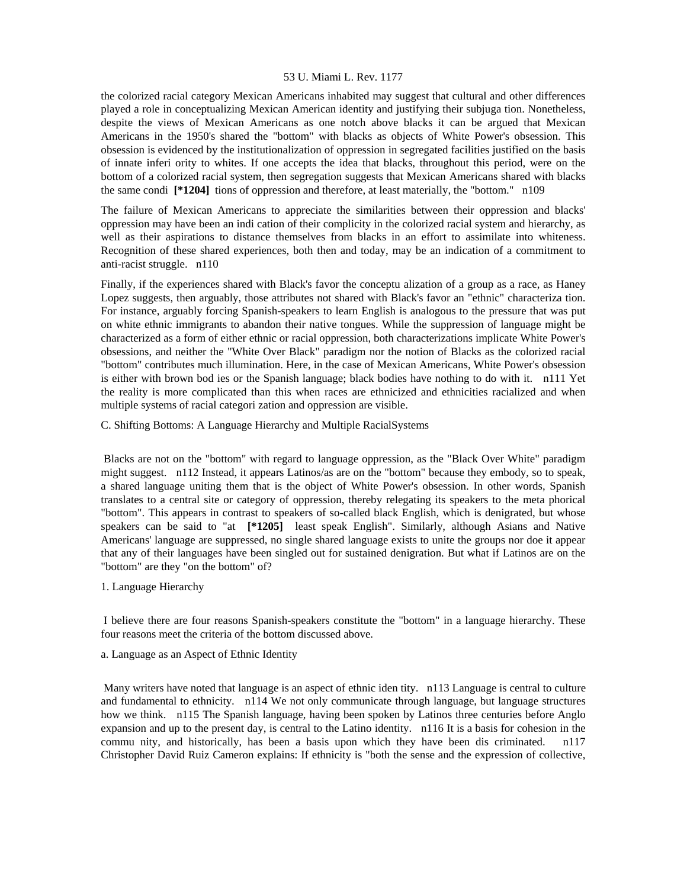the colorized racial category Mexican Americans inhabited may suggest that cultural and other differences played a role in conceptualizing Mexican American identity and justifying their subjuga tion. Nonetheless, despite the views of Mexican Americans as one notch above blacks it can be argued that Mexican Americans in the 1950's shared the "bottom" with blacks as objects of White Power's obsession. This obsession is evidenced by the institutionalization of oppression in segregated facilities justified on the basis of innate inferi ority to whites. If one accepts the idea that blacks, throughout this period, were on the bottom of a colorized racial system, then segregation suggests that Mexican Americans shared with blacks the same condi **[*1204]** tions of oppression and therefore, at least materially, the "bottom." n109

The failure of Mexican Americans to appreciate the similarities between their oppression and blacks' oppression may have been an indi cation of their complicity in the colorized racial system and hierarchy, as well as their aspirations to distance themselves from blacks in an effort to assimilate into whiteness. Recognition of these shared experiences, both then and today, may be an indication of a commitment to anti-racist struggle. n110

Finally, if the experiences shared with Black's favor the conceptu alization of a group as a race, as Haney Lopez suggests, then arguably, those attributes not shared with Black's favor an "ethnic" characteriza tion. For instance, arguably forcing Spanish-speakers to learn English is analogous to the pressure that was put on white ethnic immigrants to abandon their native tongues. While the suppression of language might be characterized as a form of either ethnic or racial oppression, both characterizations implicate White Power's obsessions, and neither the "White Over Black" paradigm nor the notion of Blacks as the colorized racial "bottom" contributes much illumination. Here, in the case of Mexican Americans, White Power's obsession is either with brown bod ies or the Spanish language; black bodies have nothing to do with it. n111 Yet the reality is more complicated than this when races are ethnicized and ethnicities racialized and when multiple systems of racial categori zation and oppression are visible.

C. Shifting Bottoms: A Language Hierarchy and Multiple RacialSystems

Blacks are not on the "bottom" with regard to language oppression, as the "Black Over White" paradigm might suggest. n112 Instead, it appears Latinos/as are on the "bottom" because they embody, so to speak, a shared language uniting them that is the object of White Power's obsession. In other words, Spanish translates to a central site or category of oppression, thereby relegating its speakers to the meta phorical "bottom". This appears in contrast to speakers of so-called black English, which is denigrated, but whose speakers can be said to "at **[*1205]** least speak English". Similarly, although Asians and Native Americans' language are suppressed, no single shared language exists to unite the groups nor doe it appear that any of their languages have been singled out for sustained denigration. But what if Latinos are on the "bottom" are they "on the bottom" of?

1. Language Hierarchy

I believe there are four reasons Spanish-speakers constitute the "bottom" in a language hierarchy. These four reasons meet the criteria of the bottom discussed above.

a. Language as an Aspect of Ethnic Identity

Many writers have noted that language is an aspect of ethnic iden tity. n113 Language is central to culture and fundamental to ethnicity. n114 We not only communicate through language, but language structures how we think. n115 The Spanish language, having been spoken by Latinos three centuries before Anglo expansion and up to the present day, is central to the Latino identity. n116 It is a basis for cohesion in the commu nity, and historically, has been a basis upon which they have been dis criminated. n117 Christopher David Ruiz Cameron explains: If ethnicity is "both the sense and the expression of collective,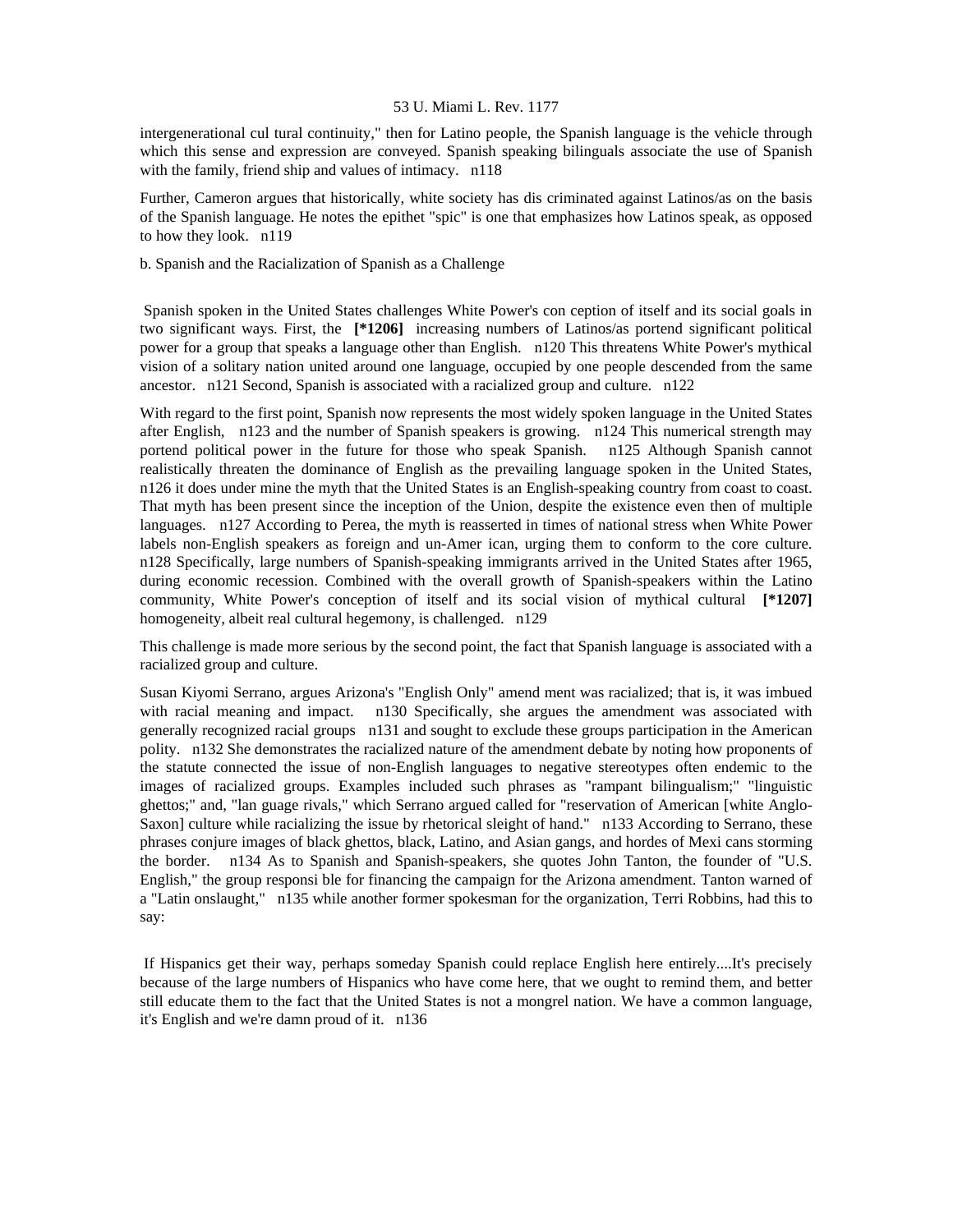intergenerational cul tural continuity," then for Latino people, the Spanish language is the vehicle through which this sense and expression are conveyed. Spanish speaking bilinguals associate the use of Spanish with the family, friend ship and values of intimacy. n118

Further, Cameron argues that historically, white society has dis criminated against Latinos/as on the basis of the Spanish language. He notes the epithet "spic" is one that emphasizes how Latinos speak, as opposed to how they look. n119

b. Spanish and the Racialization of Spanish as a Challenge

Spanish spoken in the United States challenges White Power's con ception of itself and its social goals in two significant ways. First, the **[*1206]** increasing numbers of Latinos/as portend significant political power for a group that speaks a language other than English. n120 This threatens White Power's mythical vision of a solitary nation united around one language, occupied by one people descended from the same ancestor. n121 Second, Spanish is associated with a racialized group and culture. n122

With regard to the first point, Spanish now represents the most widely spoken language in the United States after English, n123 and the number of Spanish speakers is growing. n124 This numerical strength may portend political power in the future for those who speak Spanish. n125 Although Spanish cannot realistically threaten the dominance of English as the prevailing language spoken in the United States, n126 it does under mine the myth that the United States is an English-speaking country from coast to coast. That myth has been present since the inception of the Union, despite the existence even then of multiple languages. n127 According to Perea, the myth is reasserted in times of national stress when White Power labels non-English speakers as foreign and un-Amer ican, urging them to conform to the core culture. n128 Specifically, large numbers of Spanish-speaking immigrants arrived in the United States after 1965, during economic recession. Combined with the overall growth of Spanish-speakers within the Latino community, White Power's conception of itself and its social vision of mythical cultural **[*1207]** homogeneity, albeit real cultural hegemony, is challenged. n129

This challenge is made more serious by the second point, the fact that Spanish language is associated with a racialized group and culture.

Susan Kiyomi Serrano, argues Arizona's "English Only" amend ment was racialized; that is, it was imbued with racial meaning and impact. n130 Specifically, she argues the amendment was associated with generally recognized racial groups n131 and sought to exclude these groups participation in the American polity. n132 She demonstrates the racialized nature of the amendment debate by noting how proponents of the statute connected the issue of non-English languages to negative stereotypes often endemic to the images of racialized groups. Examples included such phrases as "rampant bilingualism;" "linguistic ghettos;" and, "lan guage rivals," which Serrano argued called for "reservation of American [white Anglo-Saxon] culture while racializing the issue by rhetorical sleight of hand." n133 According to Serrano, these phrases conjure images of black ghettos, black, Latino, and Asian gangs, and hordes of Mexi cans storming the border. n134 As to Spanish and Spanish-speakers, she quotes John Tanton, the founder of "U.S. English," the group responsi ble for financing the campaign for the Arizona amendment. Tanton warned of a "Latin onslaught," n135 while another former spokesman for the organization, Terri Robbins, had this to say:

> If Hispanics get their way, perhaps someday Spanish could replace English here entirely....It's precisely because of the large numbers of Hispanics who have come here, that we ought to remind them, and better still educate them to the fact that the United States is not a mongrel nation. We have a common language, it's English and we're damn proud of it. n136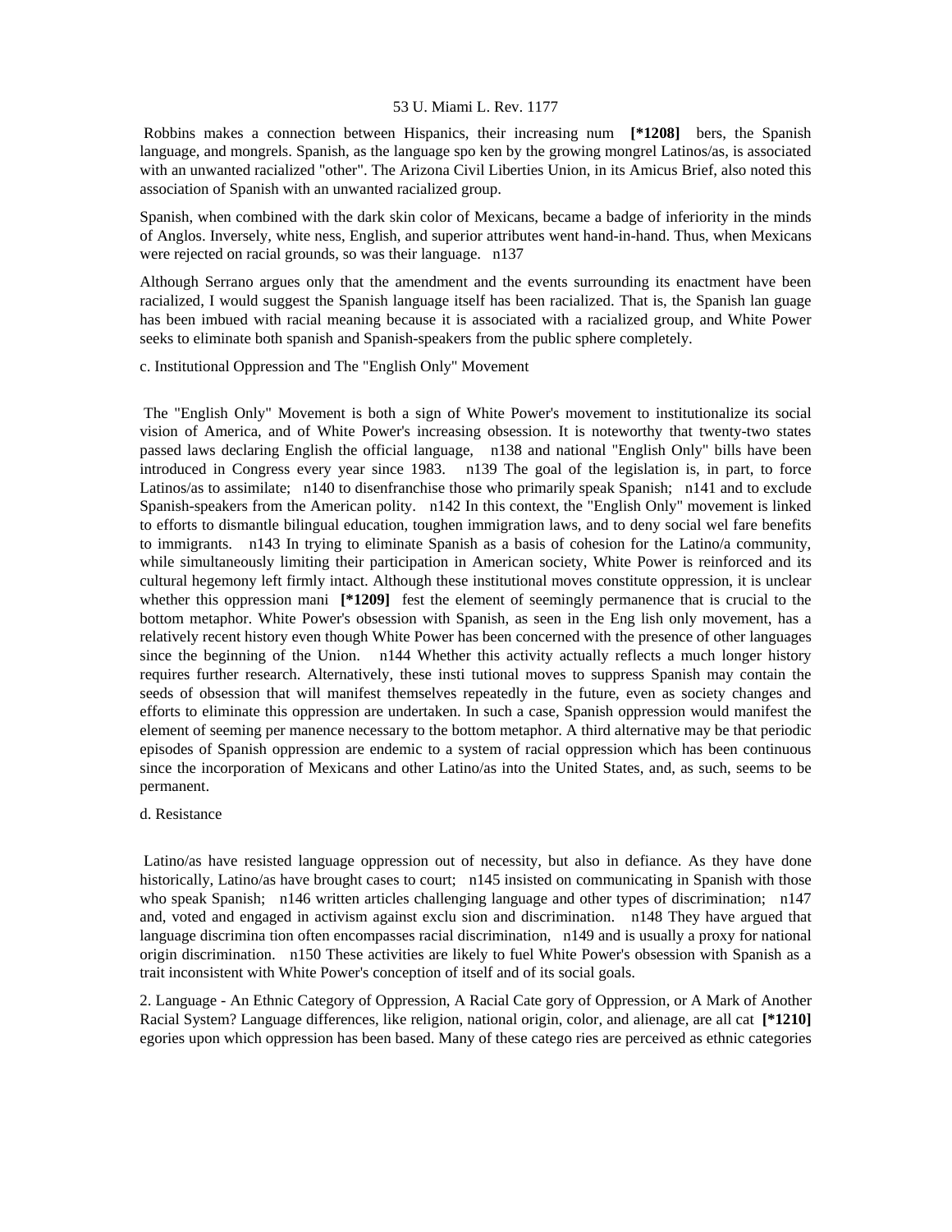Robbins makes a connection between Hispanics, their increasing num **[*1208]** bers, the Spanish language, and mongrels. Spanish, as the language spo ken by the growing mongrel Latinos/as, is associated with an unwanted racialized "other". The Arizona Civil Liberties Union, in its Amicus Brief, also noted this association of Spanish with an unwanted racialized group.

Spanish, when combined with the dark skin color of Mexicans, became a badge of inferiority in the minds of Anglos. Inversely, white ness, English, and superior attributes went hand-in-hand. Thus, when Mexicans were rejected on racial grounds, so was their language. n137

Although Serrano argues only that the amendment and the events surrounding its enactment have been racialized, I would suggest the Spanish language itself has been racialized. That is, the Spanish lan guage has been imbued with racial meaning because it is associated with a racialized group, and White Power seeks to eliminate both spanish and Spanish-speakers from the public sphere completely.

c. Institutional Oppression and The "English Only" Movement

The "English Only" Movement is both a sign of White Power's movement to institutionalize its social vision of America, and of White Power's increasing obsession. It is noteworthy that twenty-two states passed laws declaring English the official language, n138 and national "English Only" bills have been introduced in Congress every year since 1983. n139 The goal of the legislation is, in part, to force Latinos/as to assimilate; n140 to disenfranchise those who primarily speak Spanish; n141 and to exclude Spanish-speakers from the American polity. n142 In this context, the "English Only" movement is linked to efforts to dismantle bilingual education, toughen immigration laws, and to deny social wel fare benefits to immigrants. n143 In trying to eliminate Spanish as a basis of cohesion for the Latino/a community, while simultaneously limiting their participation in American society, White Power is reinforced and its cultural hegemony left firmly intact. Although these institutional moves constitute oppression, it is unclear whether this oppression mani **[*1209]** fest the element of seemingly permanence that is crucial to the bottom metaphor. White Power's obsession with Spanish, as seen in the Eng lish only movement, has a relatively recent history even though White Power has been concerned with the presence of other languages since the beginning of the Union. n144 Whether this activity actually reflects a much longer history requires further research. Alternatively, these insti tutional moves to suppress Spanish may contain the seeds of obsession that will manifest themselves repeatedly in the future, even as society changes and efforts to eliminate this oppression are undertaken. In such a case, Spanish oppression would manifest the element of seeming per manence necessary to the bottom metaphor. A third alternative may be that periodic episodes of Spanish oppression are endemic to a system of racial oppression which has been continuous since the incorporation of Mexicans and other Latino/as into the United States, and, as such, seems to be permanent.

d. Resistance

Latino/as have resisted language oppression out of necessity, but also in defiance. As they have done historically, Latino/as have brought cases to court; n145 insisted on communicating in Spanish with those who speak Spanish; n146 written articles challenging language and other types of discrimination; n147 and, voted and engaged in activism against exclu sion and discrimination. n148 They have argued that language discrimina tion often encompasses racial discrimination, n149 and is usually a proxy for national origin discrimination. n150 These activities are likely to fuel White Power's obsession with Spanish as a trait inconsistent with White Power's conception of itself and of its social goals.

2. Language - An Ethnic Category of Oppression, A Racial Cate gory of Oppression, or A Mark of Another Racial System? Language differences, like religion, national origin, color, and alienage, are all cat **[*1210]** egories upon which oppression has been based. Many of these catego ries are perceived as ethnic categories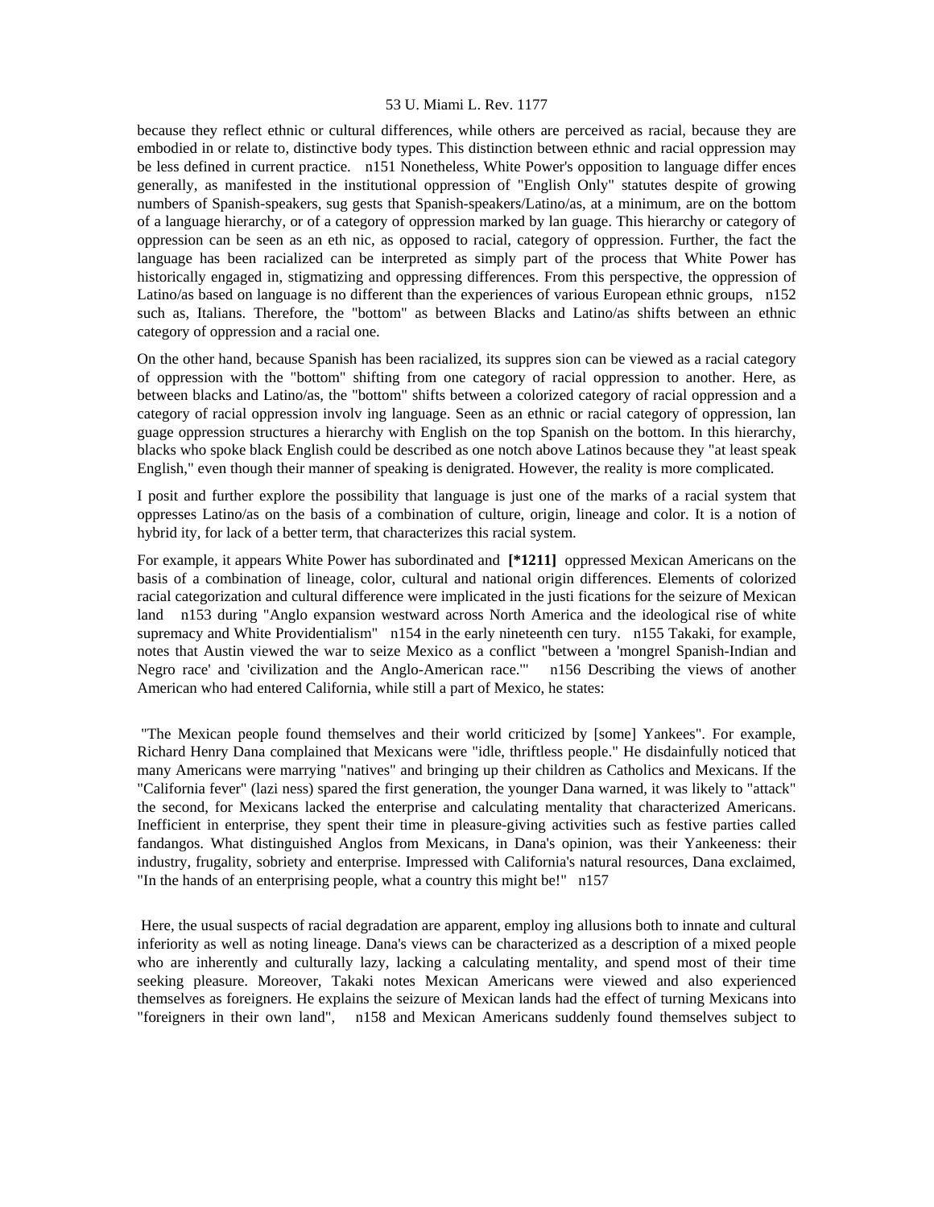because they reflect ethnic or cultural differences, while others are perceived as racial, because they are embodied in or relate to, distinctive body types. This distinction between ethnic and racial oppression may be less defined in current practice. n151 Nonetheless, White Power's opposition to language differ ences generally, as manifested in the institutional oppression of "English Only" statutes despite of growing numbers of Spanish-speakers, sug gests that Spanish-speakers/Latino/as, at a minimum, are on the bottom of a language hierarchy, or of a category of oppression marked by lan guage. This hierarchy or category of oppression can be seen as an eth nic, as opposed to racial, category of oppression. Further, the fact the language has been racialized can be interpreted as simply part of the process that White Power has historically engaged in, stigmatizing and oppressing differences. From this perspective, the oppression of Latino/as based on language is no different than the experiences of various European ethnic groups, n152 such as, Italians. Therefore, the "bottom" as between Blacks and Latino/as shifts between an ethnic category of oppression and a racial one.

On the other hand, because Spanish has been racialized, its suppres sion can be viewed as a racial category of oppression with the "bottom" shifting from one category of racial oppression to another. Here, as between blacks and Latino/as, the "bottom" shifts between a colorized category of racial oppression and a category of racial oppression involv ing language. Seen as an ethnic or racial category of oppression, lan guage oppression structures a hierarchy with English on the top Spanish on the bottom. In this hierarchy, blacks who spoke black English could be described as one notch above Latinos because they "at least speak English," even though their manner of speaking is denigrated. However, the reality is more complicated.

I posit and further explore the possibility that language is just one of the marks of a racial system that oppresses Latino/as on the basis of a combination of culture, origin, lineage and color. It is a notion of hybrid ity, for lack of a better term, that characterizes this racial system.

For example, it appears White Power has subordinated and **[*1211]** oppressed Mexican Americans on the basis of a combination of lineage, color, cultural and national origin differences. Elements of colorized racial categorization and cultural difference were implicated in the justi fications for the seizure of Mexican land n153 during "Anglo expansion westward across North America and the ideological rise of white supremacy and White Providentialism" n154 in the early nineteenth cen tury. n155 Takaki, for example, notes that Austin viewed the war to seize Mexico as a conflict "between a 'mongrel Spanish-Indian and Negro race' and 'civilization and the Anglo-American race.'" n156 Describing the views of another American who had entered California, while still a part of Mexico, he states:

> "The Mexican people found themselves and their world criticized by [some] Yankees". For example, Richard Henry Dana complained that Mexicans were "idle, thriftless people." He disdainfully noticed that many Americans were marrying "natives" and bringing up their children as Catholics and Mexicans. If the "California fever" (lazi ness) spared the first generation, the younger Dana warned, it was likely to "attack" the second, for Mexicans lacked the enterprise and calculating mentality that characterized Americans. Inefficient in enterprise, they spent their time in pleasure-giving activities such as festive parties called fandangos. What distinguished Anglos from Mexicans, in Dana's opinion, was their Yankeeness: their industry, frugality, sobriety and enterprise. Impressed with California's natural resources, Dana exclaimed, "In the hands of an enterprising people, what a country this might be!" n157

Here, the usual suspects of racial degradation are apparent, employ ing allusions both to innate and cultural inferiority as well as noting lineage. Dana's views can be characterized as a description of a mixed people who are inherently and culturally lazy, lacking a calculating mentality, and spend most of their time seeking pleasure. Moreover, Takaki notes Mexican Americans were viewed and also experienced themselves as foreigners. He explains the seizure of Mexican lands had the effect of turning Mexicans into "foreigners in their own land", n158 and Mexican Americans suddenly found themselves subject to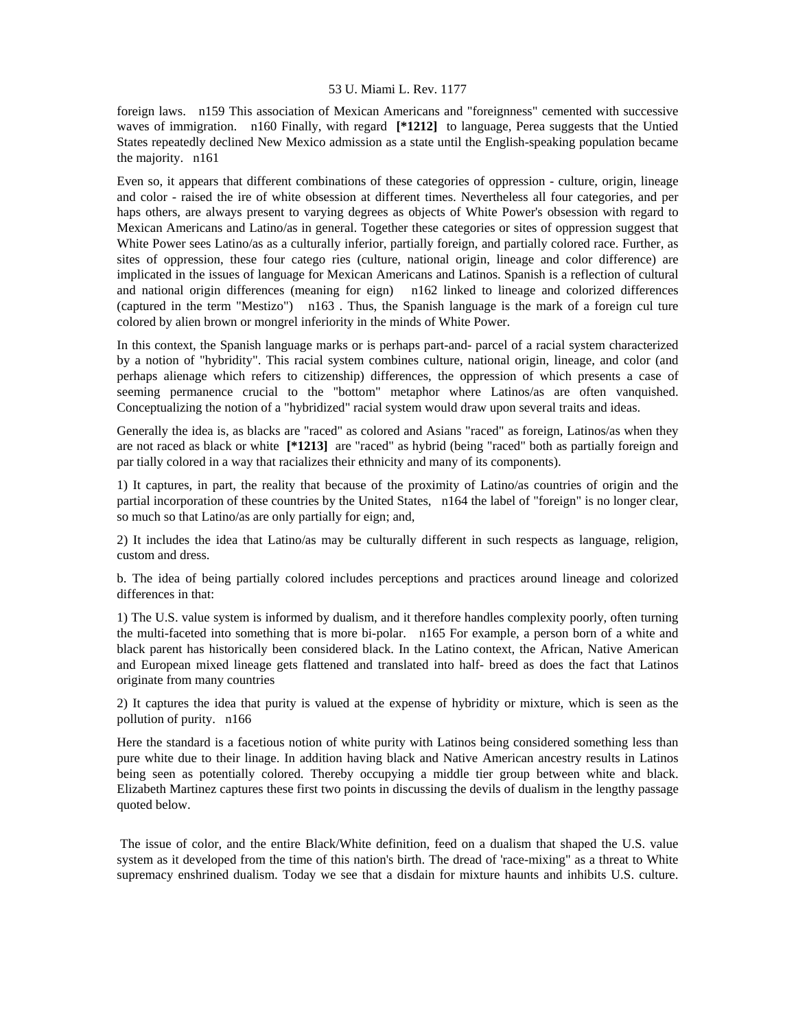foreign laws. n159 This association of Mexican Americans and "foreignness" cemented with successive waves of immigration. n160 Finally, with regard **[*1212]** to language, Perea suggests that the Untied States repeatedly declined New Mexico admission as a state until the English-speaking population became the majority. n161

Even so, it appears that different combinations of these categories of oppression - culture, origin, lineage and color - raised the ire of white obsession at different times. Nevertheless all four categories, and per haps others, are always present to varying degrees as objects of White Power's obsession with regard to Mexican Americans and Latino/as in general. Together these categories or sites of oppression suggest that White Power sees Latino/as as a culturally inferior, partially foreign, and partially colored race. Further, as sites of oppression, these four catego ries (culture, national origin, lineage and color difference) are implicated in the issues of language for Mexican Americans and Latinos. Spanish is a reflection of cultural and national origin differences (meaning for eign) n162 linked to lineage and colorized differences (captured in the term "Mestizo") n163 . Thus, the Spanish language is the mark of a foreign cul ture colored by alien brown or mongrel inferiority in the minds of White Power.

In this context, the Spanish language marks or is perhaps part-and- parcel of a racial system characterized by a notion of "hybridity". This racial system combines culture, national origin, lineage, and color (and perhaps alienage which refers to citizenship) differences, the oppression of which presents a case of seeming permanence crucial to the "bottom" metaphor where Latinos/as are often vanquished. Conceptualizing the notion of a "hybridized" racial system would draw upon several traits and ideas.

Generally the idea is, as blacks are "raced" as colored and Asians "raced" as foreign, Latinos/as when they are not raced as black or white **[*1213]** are "raced" as hybrid (being "raced" both as partially foreign and par tially colored in a way that racializes their ethnicity and many of its components).

1) It captures, in part, the reality that because of the proximity of Latino/as countries of origin and the partial incorporation of these countries by the United States, n164 the label of "foreign" is no longer clear, so much so that Latino/as are only partially for eign; and,

2) It includes the idea that Latino/as may be culturally different in such respects as language, religion, custom and dress.

b. The idea of being partially colored includes perceptions and practices around lineage and colorized differences in that:

1) The U.S. value system is informed by dualism, and it therefore handles complexity poorly, often turning the multi-faceted into something that is more bi-polar. n165 For example, a person born of a white and black parent has historically been considered black. In the Latino context, the African, Native American and European mixed lineage gets flattened and translated into half- breed as does the fact that Latinos originate from many countries

2) It captures the idea that purity is valued at the expense of hybridity or mixture, which is seen as the pollution of purity. n166

Here the standard is a facetious notion of white purity with Latinos being considered something less than pure white due to their linage. In addition having black and Native American ancestry results in Latinos being seen as potentially colored. Thereby occupying a middle tier group between white and black. Elizabeth Martinez captures these first two points in discussing the devils of dualism in the lengthy passage quoted below.

The issue of color, and the entire Black/White definition, feed on a dualism that shaped the U.S. value system as it developed from the time of this nation's birth. The dread of 'race-mixing" as a threat to White supremacy enshrined dualism. Today we see that a disdain for mixture haunts and inhibits U.S. culture.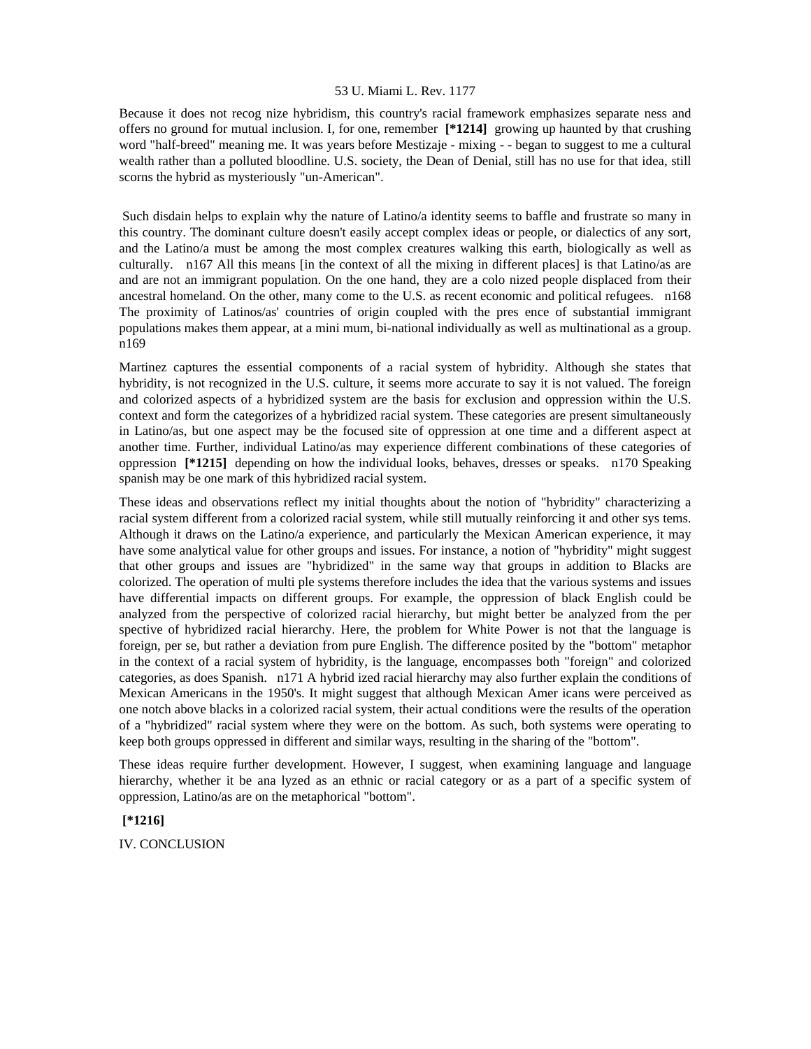Because it does not recog nize hybridism, this country's racial framework emphasizes separate ness and offers no ground for mutual inclusion. I, for one, remember **[*1214]** growing up haunted by that crushing word "half-breed" meaning me. It was years before Mestizaje - mixing - - began to suggest to me a cultural wealth rather than a polluted bloodline. U.S. society, the Dean of Denial, still has no use for that idea, still scorns the hybrid as mysteriously "un-American".

Such disdain helps to explain why the nature of Latino/a identity seems to baffle and frustrate so many in this country. The dominant culture doesn't easily accept complex ideas or people, or dialectics of any sort, and the Latino/a must be among the most complex creatures walking this earth, biologically as well as culturally. n167 All this means [in the context of all the mixing in different places] is that Latino/as are and are not an immigrant population. On the one hand, they are a colo nized people displaced from their ancestral homeland. On the other, many come to the U.S. as recent economic and political refugees. n168 The proximity of Latinos/as' countries of origin coupled with the pres ence of substantial immigrant populations makes them appear, at a mini mum, bi-national individually as well as multinational as a group. n169

Martinez captures the essential components of a racial system of hybridity. Although she states that hybridity, is not recognized in the U.S. culture, it seems more accurate to say it is not valued. The foreign and colorized aspects of a hybridized system are the basis for exclusion and oppression within the U.S. context and form the categorizes of a hybridized racial system. These categories are present simultaneously in Latino/as, but one aspect may be the focused site of oppression at one time and a different aspect at another time. Further, individual Latino/as may experience different combinations of these categories of oppression **[*1215]** depending on how the individual looks, behaves, dresses or speaks. n170 Speaking spanish may be one mark of this hybridized racial system.

These ideas and observations reflect my initial thoughts about the notion of "hybridity" characterizing a racial system different from a colorized racial system, while still mutually reinforcing it and other sys tems. Although it draws on the Latino/a experience, and particularly the Mexican American experience, it may have some analytical value for other groups and issues. For instance, a notion of "hybridity" might suggest that other groups and issues are "hybridized" in the same way that groups in addition to Blacks are colorized. The operation of multi ple systems therefore includes the idea that the various systems and issues have differential impacts on different groups. For example, the oppression of black English could be analyzed from the perspective of colorized racial hierarchy, but might better be analyzed from the per spective of hybridized racial hierarchy. Here, the problem for White Power is not that the language is foreign, per se, but rather a deviation from pure English. The difference posited by the "bottom" metaphor in the context of a racial system of hybridity, is the language, encompasses both "foreign" and colorized categories, as does Spanish. n171 A hybrid ized racial hierarchy may also further explain the conditions of Mexican Americans in the 1950's. It might suggest that although Mexican Amer icans were perceived as one notch above blacks in a colorized racial system, their actual conditions were the results of the operation of a "hybridized" racial system where they were on the bottom. As such, both systems were operating to keep both groups oppressed in different and similar ways, resulting in the sharing of the "bottom".

These ideas require further development. However, I suggest, when examining language and language hierarchy, whether it be ana lyzed as an ethnic or racial category or as a part of a specific system of oppression, Latino/as are on the metaphorical "bottom".

**[*1216]**

IV. CONCLUSION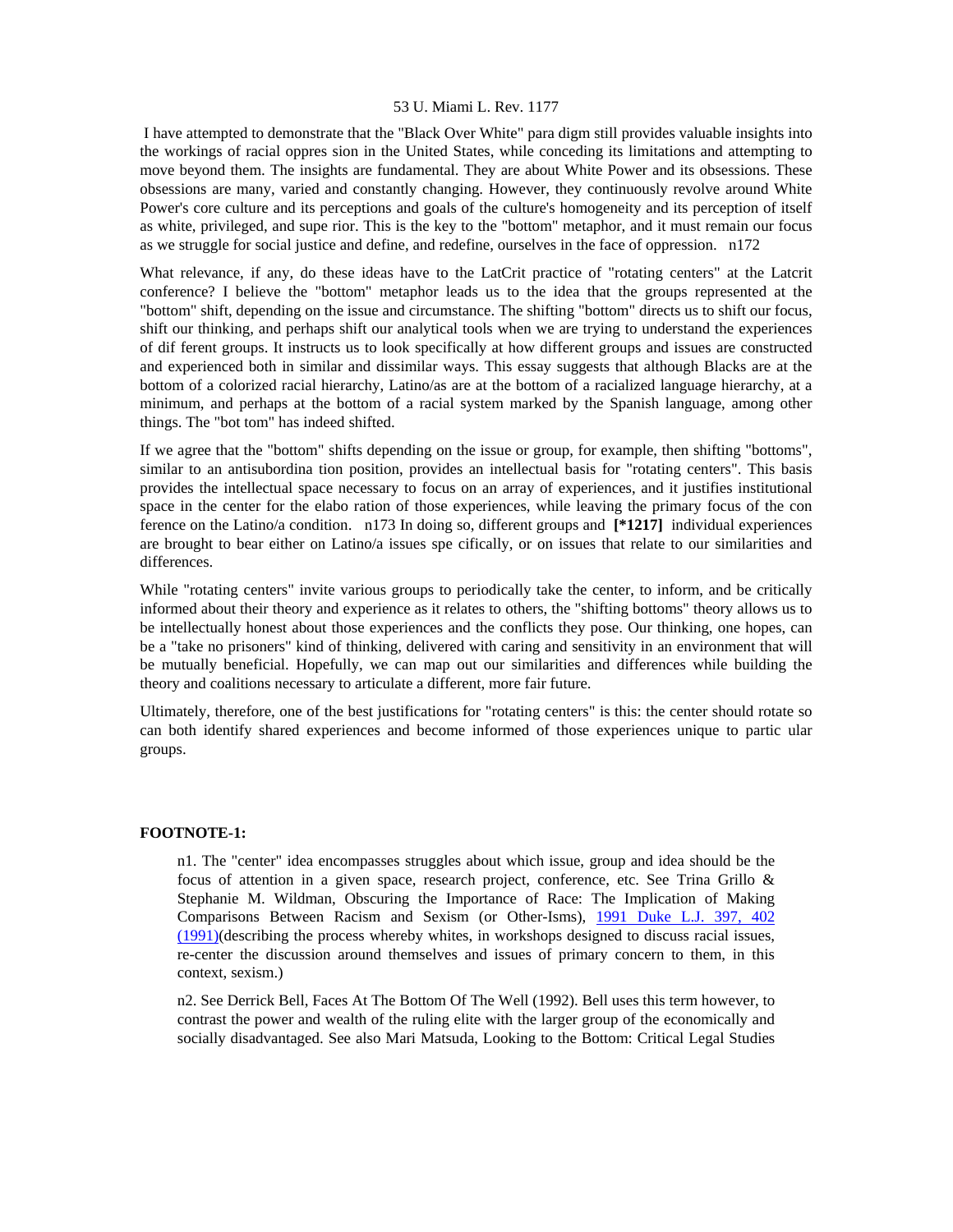I have attempted to demonstrate that the "Black Over White" para digm still provides valuable insights into the workings of racial oppres sion in the United States, while conceding its limitations and attempting to move beyond them. The insights are fundamental. They are about White Power and its obsessions. These obsessions are many, varied and constantly changing. However, they continuously revolve around White Power's core culture and its perceptions and goals of the culture's homogeneity and its perception of itself as white, privileged, and supe rior. This is the key to the "bottom" metaphor, and it must remain our focus as we struggle for social justice and define, and redefine, ourselves in the face of oppression. n172

What relevance, if any, do these ideas have to the LatCrit practice of "rotating centers" at the Latcrit conference? I believe the "bottom" metaphor leads us to the idea that the groups represented at the "bottom" shift, depending on the issue and circumstance. The shifting "bottom" directs us to shift our focus, shift our thinking, and perhaps shift our analytical tools when we are trying to understand the experiences of dif ferent groups. It instructs us to look specifically at how different groups and issues are constructed and experienced both in similar and dissimilar ways. This essay suggests that although Blacks are at the bottom of a colorized racial hierarchy, Latino/as are at the bottom of a racialized language hierarchy, at a minimum, and perhaps at the bottom of a racial system marked by the Spanish language, among other things. The "bot tom" has indeed shifted.

If we agree that the "bottom" shifts depending on the issue or group, for example, then shifting "bottoms", similar to an antisubordina tion position, provides an intellectual basis for "rotating centers". This basis provides the intellectual space necessary to focus on an array of experiences, and it justifies institutional space in the center for the elabo ration of those experiences, while leaving the primary focus of the con ference on the Latino/a condition. n173 In doing so, different groups and **[*1217]** individual experiences are brought to bear either on Latino/a issues spe cifically, or on issues that relate to our similarities and differences.

While "rotating centers" invite various groups to periodically take the center, to inform, and be critically informed about their theory and experience as it relates to others, the "shifting bottoms" theory allows us to be intellectually honest about those experiences and the conflicts they pose. Our thinking, one hopes, can be a "take no prisoners" kind of thinking, delivered with caring and sensitivity in an environment that will be mutually beneficial. Hopefully, we can map out our similarities and differences while building the theory and coalitions necessary to articulate a different, more fair future.

Ultimately, therefore, one of the best justifications for "rotating centers" is this: the center should rotate so can both identify shared experiences and become informed of those experiences unique to partic ular groups.

**FOOTNOTE-1:**

n1. The "center" idea encompasses struggles about which issue, group and idea should be the focus of attention in a given space, research project, conference, etc. See Trina Grillo & Stephanie M. Wildman, Obscuring the Importance of Race: The Implication of Making Comparisons Between Racism and Sexism (or Other-Isms), 1991 Duke L.J. 397, 402 (1991)(describing the process whereby whites, in workshops designed to discuss racial issues, re-center the discussion around themselves and issues of primary concern to them, in this context, sexism.)

n2. See Derrick Bell, Faces At The Bottom Of The Well (1992). Bell uses this term however, to contrast the power and wealth of the ruling elite with the larger group of the economically and socially disadvantaged. See also Mari Matsuda, Looking to the Bottom: Critical Legal Studies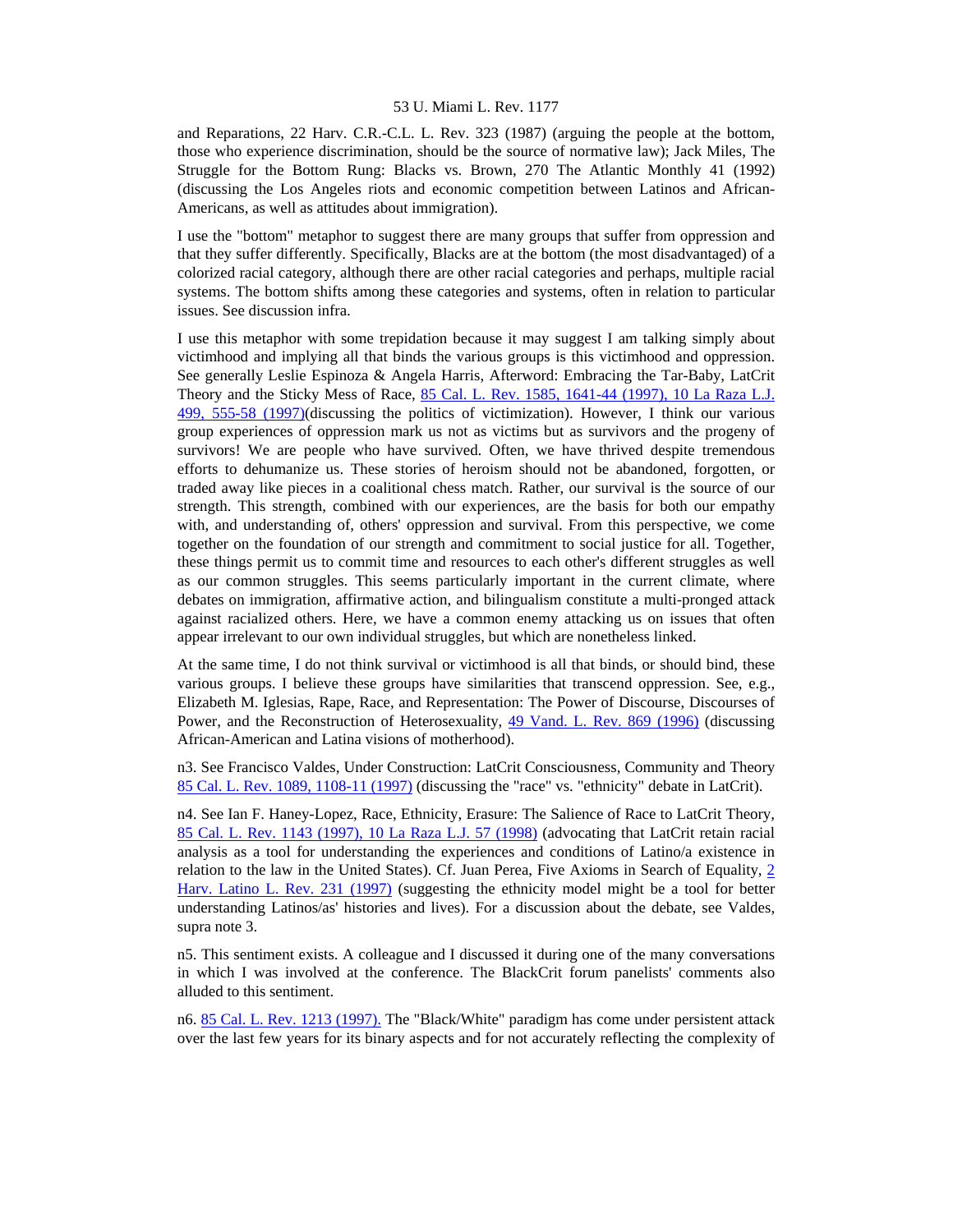and Reparations, 22 Harv. C.R.-C.L. L. Rev. 323 (1987) (arguing the people at the bottom, those who experience discrimination, should be the source of normative law); Jack Miles, The Struggle for the Bottom Rung: Blacks vs. Brown, 270 The Atlantic Monthly 41 (1992) (discussing the Los Angeles riots and economic competition between Latinos and African-Americans, as well as attitudes about immigration).

I use the "bottom" metaphor to suggest there are many groups that suffer from oppression and that they suffer differently. Specifically, Blacks are at the bottom (the most disadvantaged) of a colorized racial category, although there are other racial categories and perhaps, multiple racial systems. The bottom shifts among these categories and systems, often in relation to particular issues. See discussion infra.

I use this metaphor with some trepidation because it may suggest I am talking simply about victimhood and implying all that binds the various groups is this victimhood and oppression. See generally Leslie Espinoza & Angela Harris, Afterword: Embracing the Tar-Baby, LatCrit Theory and the Sticky Mess of Race, 85 Cal. L. Rev. 1585, 1641-44 (1997), 10 La Raza L.J. 499, 555-58 (1997)(discussing the politics of victimization). However, I think our various group experiences of oppression mark us not as victims but as survivors and the progeny of survivors! We are people who have survived. Often, we have thrived despite tremendous efforts to dehumanize us. These stories of heroism should not be abandoned, forgotten, or traded away like pieces in a coalitional chess match. Rather, our survival is the source of our strength. This strength, combined with our experiences, are the basis for both our empathy with, and understanding of, others' oppression and survival. From this perspective, we come together on the foundation of our strength and commitment to social justice for all. Together, these things permit us to commit time and resources to each other's different struggles as well as our common struggles. This seems particularly important in the current climate, where debates on immigration, affirmative action, and bilingualism constitute a multi-pronged attack against racialized others. Here, we have a common enemy attacking us on issues that often appear irrelevant to our own individual struggles, but which are nonetheless linked.

At the same time, I do not think survival or victimhood is all that binds, or should bind, these various groups. I believe these groups have similarities that transcend oppression. See, e.g., Elizabeth M. Iglesias, Rape, Race, and Representation: The Power of Discourse, Discourses of Power, and the Reconstruction of Heterosexuality, 49 Vand. L. Rev. 869 (1996) (discussing African-American and Latina visions of motherhood).

n3. See Francisco Valdes, Under Construction: LatCrit Consciousness, Community and Theory 85 Cal. L. Rev. 1089, 1108-11 (1997) (discussing the "race" vs. "ethnicity" debate in LatCrit).

n4. See Ian F. Haney-Lopez, Race, Ethnicity, Erasure: The Salience of Race to LatCrit Theory, 85 Cal. L. Rev. 1143 (1997), 10 La Raza L.J. 57 (1998) (advocating that LatCrit retain racial analysis as a tool for understanding the experiences and conditions of Latino/a existence in relation to the law in the United States). Cf. Juan Perea, Five Axioms in Search of Equality, 2 Harv. Latino L. Rev. 231 (1997) (suggesting the ethnicity model might be a tool for better understanding Latinos/as' histories and lives). For a discussion about the debate, see Valdes, supra note 3.

n5. This sentiment exists. A colleague and I discussed it during one of the many conversations in which I was involved at the conference. The BlackCrit forum panelists' comments also alluded to this sentiment.

n6. 85 Cal. L. Rev. 1213 (1997). The "Black/White" paradigm has come under persistent attack over the last few years for its binary aspects and for not accurately reflecting the complexity of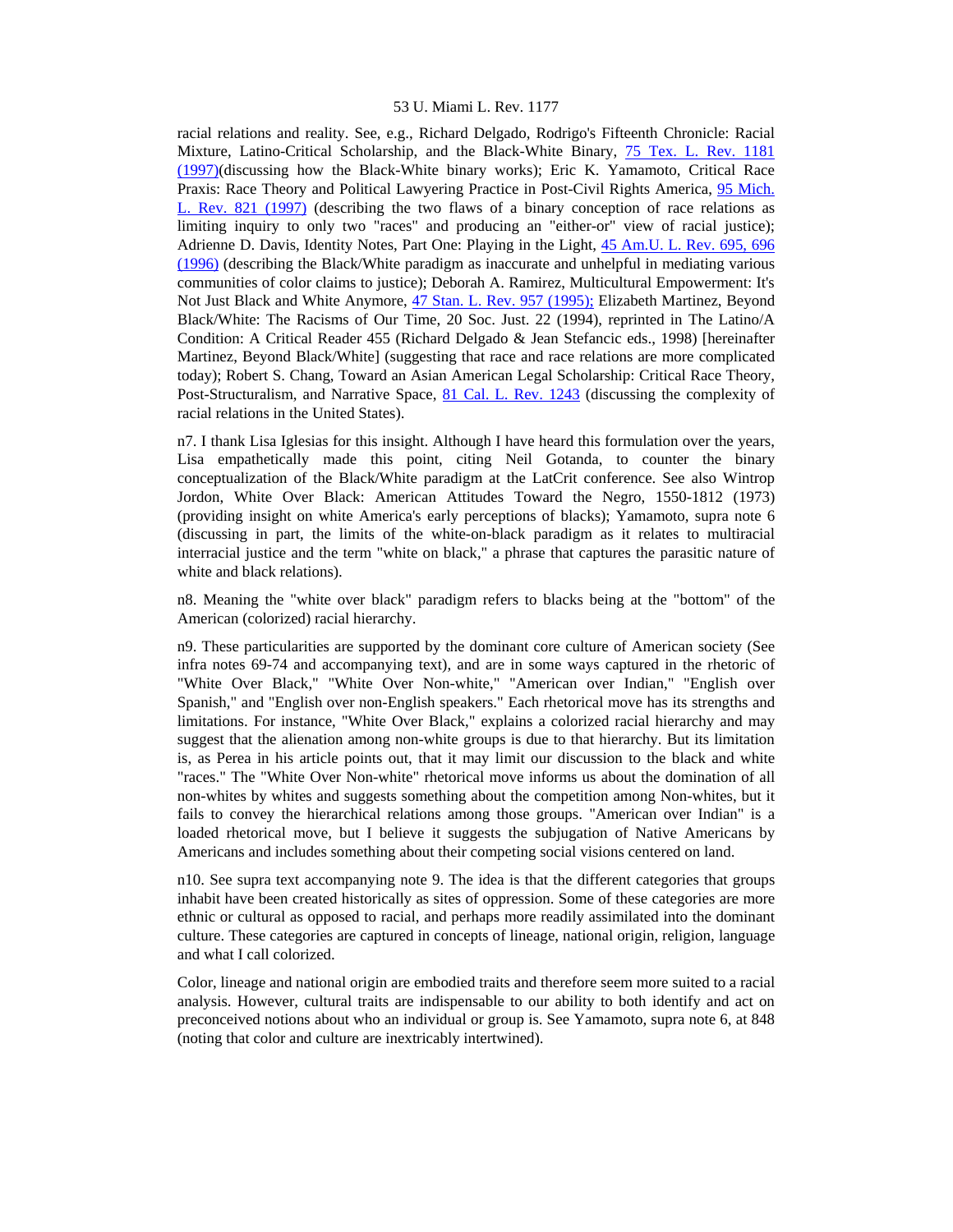racial relations and reality. See, e.g., Richard Delgado, Rodrigo's Fifteenth Chronicle: Racial Mixture, Latino-Critical Scholarship, and the Black-White Binary, 75 Tex. L. Rev. 1181 (1997)(discussing how the Black-White binary works); Eric K. Yamamoto, Critical Race Praxis: Race Theory and Political Lawyering Practice in Post-Civil Rights America, 95 Mich. L. Rev. 821 (1997) (describing the two flaws of a binary conception of race relations as limiting inquiry to only two "races" and producing an "either-or" view of racial justice); Adrienne D. Davis, Identity Notes, Part One: Playing in the Light, 45 Am.U. L. Rev. 695, 696 (1996) (describing the Black/White paradigm as inaccurate and unhelpful in mediating various communities of color claims to justice); Deborah A. Ramirez, Multicultural Empowerment: It's Not Just Black and White Anymore, 47 Stan. L. Rev. 957 (1995); Elizabeth Martinez, Beyond Black/White: The Racisms of Our Time, 20 Soc. Just. 22 (1994), reprinted in The Latino/A Condition: A Critical Reader 455 (Richard Delgado & Jean Stefancic eds., 1998) [hereinafter Martinez, Beyond Black/White] (suggesting that race and race relations are more complicated today); Robert S. Chang, Toward an Asian American Legal Scholarship: Critical Race Theory, Post-Structuralism, and Narrative Space, 81 Cal. L. Rev. 1243 (discussing the complexity of racial relations in the United States).

n7. I thank Lisa Iglesias for this insight. Although I have heard this formulation over the years, Lisa empathetically made this point, citing Neil Gotanda, to counter the binary conceptualization of the Black/White paradigm at the LatCrit conference. See also Wintrop Jordon, White Over Black: American Attitudes Toward the Negro, 1550-1812 (1973) (providing insight on white America's early perceptions of blacks); Yamamoto, supra note 6 (discussing in part, the limits of the white-on-black paradigm as it relates to multiracial interracial justice and the term "white on black," a phrase that captures the parasitic nature of white and black relations).

n8. Meaning the "white over black" paradigm refers to blacks being at the "bottom" of the American (colorized) racial hierarchy.

n9. These particularities are supported by the dominant core culture of American society (See infra notes 69-74 and accompanying text), and are in some ways captured in the rhetoric of "White Over Black," "White Over Non-white," "American over Indian," "English over Spanish," and "English over non-English speakers." Each rhetorical move has its strengths and limitations. For instance, "White Over Black," explains a colorized racial hierarchy and may suggest that the alienation among non-white groups is due to that hierarchy. But its limitation is, as Perea in his article points out, that it may limit our discussion to the black and white "races." The "White Over Non-white" rhetorical move informs us about the domination of all non-whites by whites and suggests something about the competition among Non-whites, but it fails to convey the hierarchical relations among those groups. "American over Indian" is a loaded rhetorical move, but I believe it suggests the subjugation of Native Americans by Americans and includes something about their competing social visions centered on land.

n10. See supra text accompanying note 9. The idea is that the different categories that groups inhabit have been created historically as sites of oppression. Some of these categories are more ethnic or cultural as opposed to racial, and perhaps more readily assimilated into the dominant culture. These categories are captured in concepts of lineage, national origin, religion, language and what I call colorized.

Color, lineage and national origin are embodied traits and therefore seem more suited to a racial analysis. However, cultural traits are indispensable to our ability to both identify and act on preconceived notions about who an individual or group is. See Yamamoto, supra note 6, at 848 (noting that color and culture are inextricably intertwined).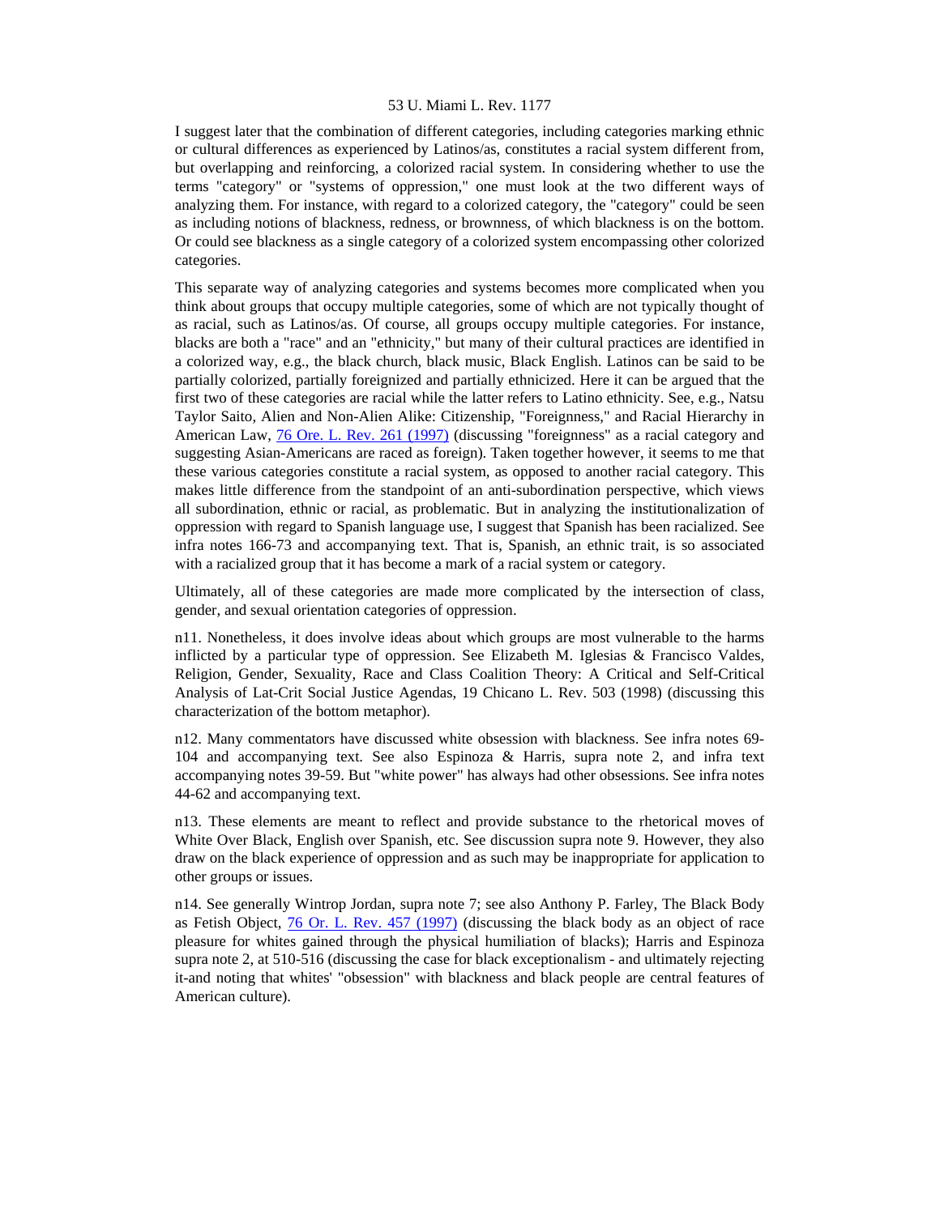I suggest later that the combination of different categories, including categories marking ethnic or cultural differences as experienced by Latinos/as, constitutes a racial system different from, but overlapping and reinforcing, a colorized racial system. In considering whether to use the terms "category" or "systems of oppression," one must look at the two different ways of analyzing them. For instance, with regard to a colorized category, the "category" could be seen as including notions of blackness, redness, or brownness, of which blackness is on the bottom. Or could see blackness as a single category of a colorized system encompassing other colorized categories.

This separate way of analyzing categories and systems becomes more complicated when you think about groups that occupy multiple categories, some of which are not typically thought of as racial, such as Latinos/as. Of course, all groups occupy multiple categories. For instance, blacks are both a "race" and an "ethnicity," but many of their cultural practices are identified in a colorized way, e.g., the black church, black music, Black English. Latinos can be said to be partially colorized, partially foreignized and partially ethnicized. Here it can be argued that the first two of these categories are racial while the latter refers to Latino ethnicity. See, e.g., Natsu Taylor Saito, Alien and Non-Alien Alike: Citizenship, "Foreignness," and Racial Hierarchy in American Law, 76 Ore. L. Rev. 261 (1997) (discussing "foreignness" as a racial category and suggesting Asian-Americans are raced as foreign). Taken together however, it seems to me that these various categories constitute a racial system, as opposed to another racial category. This makes little difference from the standpoint of an anti-subordination perspective, which views all subordination, ethnic or racial, as problematic. But in analyzing the institutionalization of oppression with regard to Spanish language use, I suggest that Spanish has been racialized. See infra notes 166-73 and accompanying text. That is, Spanish, an ethnic trait, is so associated with a racialized group that it has become a mark of a racial system or category.

Ultimately, all of these categories are made more complicated by the intersection of class, gender, and sexual orientation categories of oppression.

n11. Nonetheless, it does involve ideas about which groups are most vulnerable to the harms inflicted by a particular type of oppression. See Elizabeth M. Iglesias & Francisco Valdes, Religion, Gender, Sexuality, Race and Class Coalition Theory: A Critical and Self-Critical Analysis of Lat-Crit Social Justice Agendas, 19 Chicano L. Rev. 503 (1998) (discussing this characterization of the bottom metaphor).

n12. Many commentators have discussed white obsession with blackness. See infra notes 69-104 and accompanying text. See also Espinoza & Harris, supra note 2, and infra text accompanying notes 39-59. But "white power" has always had other obsessions. See infra notes 44-62 and accompanying text.

n13. These elements are meant to reflect and provide substance to the rhetorical moves of White Over Black, English over Spanish, etc. See discussion supra note 9. However, they also draw on the black experience of oppression and as such may be inappropriate for application to other groups or issues.

n14. See generally Wintrop Jordan, supra note 7; see also Anthony P. Farley, The Black Body as Fetish Object, 76 Or. L. Rev. 457 (1997) (discussing the black body as an object of race pleasure for whites gained through the physical humiliation of blacks); Harris and Espinoza supra note 2, at 510-516 (discussing the case for black exceptionalism - and ultimately rejecting it-and noting that whites' "obsession" with blackness and black people are central features of American culture).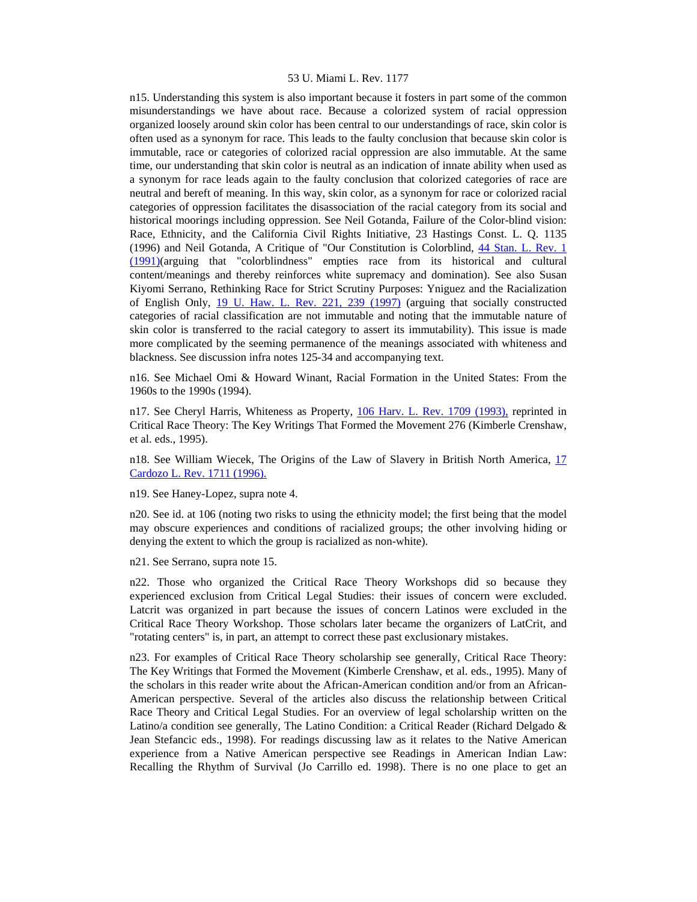n15. Understanding this system is also important because it fosters in part some of the common misunderstandings we have about race. Because a colorized system of racial oppression organized loosely around skin color has been central to our understandings of race, skin color is often used as a synonym for race. This leads to the faulty conclusion that because skin color is immutable, race or categories of colorized racial oppression are also immutable. At the same time, our understanding that skin color is neutral as an indication of innate ability when used as a synonym for race leads again to the faulty conclusion that colorized categories of race are neutral and bereft of meaning. In this way, skin color, as a synonym for race or colorized racial categories of oppression facilitates the disassociation of the racial category from its social and historical moorings including oppression. See Neil Gotanda, Failure of the Color-blind vision: Race, Ethnicity, and the California Civil Rights Initiative, 23 Hastings Const. L. Q. 1135 (1996) and Neil Gotanda, A Critique of "Our Constitution is Colorblind, 44 Stan. L. Rev. 1 (1991)(arguing that "colorblindness" empties race from its historical and cultural content/meanings and thereby reinforces white supremacy and domination). See also Susan Kiyomi Serrano, Rethinking Race for Strict Scrutiny Purposes: Yniguez and the Racialization of English Only, 19 U. Haw. L. Rev. 221, 239 (1997) (arguing that socially constructed categories of racial classification are not immutable and noting that the immutable nature of skin color is transferred to the racial category to assert its immutability). This issue is made more complicated by the seeming permanence of the meanings associated with whiteness and blackness. See discussion infra notes 125-34 and accompanying text.

n16. See Michael Omi & Howard Winant, Racial Formation in the United States: From the 1960s to the 1990s (1994).

n17. See Cheryl Harris, Whiteness as Property, 106 Harv. L. Rev. 1709 (1993), reprinted in Critical Race Theory: The Key Writings That Formed the Movement 276 (Kimberle Crenshaw, et al. eds., 1995).

n18. See William Wiecek, The Origins of the Law of Slavery in British North America, 17 Cardozo L. Rev. 1711 (1996).

n19. See Haney-Lopez, supra note 4.

n20. See id. at 106 (noting two risks to using the ethnicity model; the first being that the model may obscure experiences and conditions of racialized groups; the other involving hiding or denying the extent to which the group is racialized as non-white).

n21. See Serrano, supra note 15.

n22. Those who organized the Critical Race Theory Workshops did so because they experienced exclusion from Critical Legal Studies: their issues of concern were excluded. Latcrit was organized in part because the issues of concern Latinos were excluded in the Critical Race Theory Workshop. Those scholars later became the organizers of LatCrit, and "rotating centers" is, in part, an attempt to correct these past exclusionary mistakes.

n23. For examples of Critical Race Theory scholarship see generally, Critical Race Theory: The Key Writings that Formed the Movement (Kimberle Crenshaw, et al. eds., 1995). Many of the scholars in this reader write about the African-American condition and/or from an African-American perspective. Several of the articles also discuss the relationship between Critical Race Theory and Critical Legal Studies. For an overview of legal scholarship written on the Latino/a condition see generally, The Latino Condition: a Critical Reader (Richard Delgado & Jean Stefancic eds., 1998). For readings discussing law as it relates to the Native American experience from a Native American perspective see Readings in American Indian Law: Recalling the Rhythm of Survival (Jo Carrillo ed. 1998). There is no one place to get an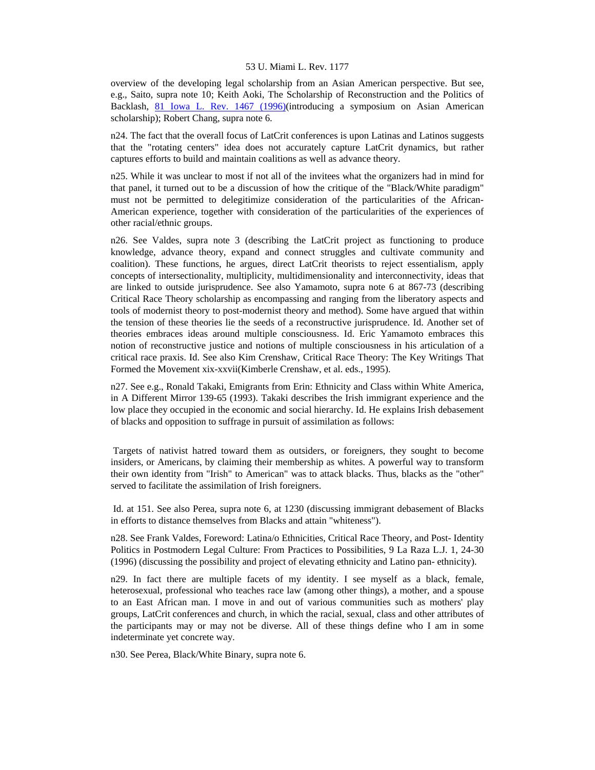overview of the developing legal scholarship from an Asian American perspective. But see, e.g., Saito, supra note 10; Keith Aoki, The Scholarship of Reconstruction and the Politics of Backlash, 81 Iowa L. Rev. 1467 (1996)(introducing a symposium on Asian American scholarship); Robert Chang, supra note 6.

n24. The fact that the overall focus of LatCrit conferences is upon Latinas and Latinos suggests that the "rotating centers" idea does not accurately capture LatCrit dynamics, but rather captures efforts to build and maintain coalitions as well as advance theory.

n25. While it was unclear to most if not all of the invitees what the organizers had in mind for that panel, it turned out to be a discussion of how the critique of the "Black/White paradigm" must not be permitted to delegitimize consideration of the particularities of the African-American experience, together with consideration of the particularities of the experiences of other racial/ethnic groups.

n26. See Valdes, supra note 3 (describing the LatCrit project as functioning to produce knowledge, advance theory, expand and connect struggles and cultivate community and coalition). These functions, he argues, direct LatCrit theorists to reject essentialism, apply concepts of intersectionality, multiplicity, multidimensionality and interconnectivity, ideas that are linked to outside jurisprudence. See also Yamamoto, supra note 6 at 867-73 (describing Critical Race Theory scholarship as encompassing and ranging from the liberatory aspects and tools of modernist theory to post-modernist theory and method). Some have argued that within the tension of these theories lie the seeds of a reconstructive jurisprudence. Id. Another set of theories embraces ideas around multiple consciousness. Id. Eric Yamamoto embraces this notion of reconstructive justice and notions of multiple consciousness in his articulation of a critical race praxis. Id. See also Kim Crenshaw, Critical Race Theory: The Key Writings That Formed the Movement xix-xxvii(Kimberle Crenshaw, et al. eds., 1995).

n27. See e.g., Ronald Takaki, Emigrants from Erin: Ethnicity and Class within White America, in A Different Mirror 139-65 (1993). Takaki describes the Irish immigrant experience and the low place they occupied in the economic and social hierarchy. Id. He explains Irish debasement of blacks and opposition to suffrage in pursuit of assimilation as follows:

> Targets of nativist hatred toward them as outsiders, or foreigners, they sought to become insiders, or Americans, by claiming their membership as whites. A powerful way to transform their own identity from "Irish" to American" was to attack blacks. Thus, blacks as the "other" served to facilitate the assimilation of Irish foreigners.

Id. at 151. See also Perea, supra note 6, at 1230 (discussing immigrant debasement of Blacks in efforts to distance themselves from Blacks and attain "whiteness").

n28. See Frank Valdes, Foreword: Latina/o Ethnicities, Critical Race Theory, and Post- Identity Politics in Postmodern Legal Culture: From Practices to Possibilities, 9 La Raza L.J. 1, 24-30 (1996) (discussing the possibility and project of elevating ethnicity and Latino pan- ethnicity).

n29. In fact there are multiple facets of my identity. I see myself as a black, female, heterosexual, professional who teaches race law (among other things), a mother, and a spouse to an East African man. I move in and out of various communities such as mothers' play groups, LatCrit conferences and church, in which the racial, sexual, class and other attributes of the participants may or may not be diverse. All of these things define who I am in some indeterminate yet concrete way.

n30. See Perea, Black/White Binary, supra note 6.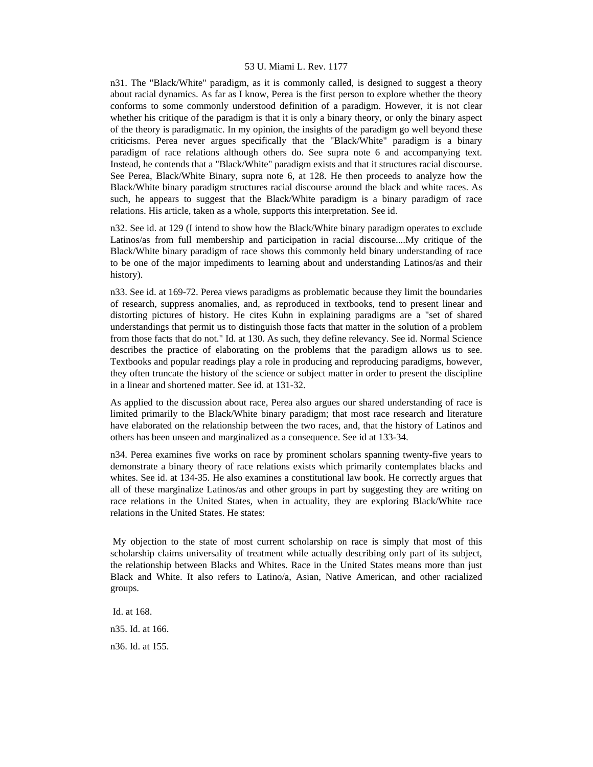n31. The "Black/White" paradigm, as it is commonly called, is designed to suggest a theory about racial dynamics. As far as I know, Perea is the first person to explore whether the theory conforms to some commonly understood definition of a paradigm. However, it is not clear whether his critique of the paradigm is that it is only a binary theory, or only the binary aspect of the theory is paradigmatic. In my opinion, the insights of the paradigm go well beyond these criticisms. Perea never argues specifically that the "Black/White" paradigm is a binary paradigm of race relations although others do. See supra note 6 and accompanying text. Instead, he contends that a "Black/White" paradigm exists and that it structures racial discourse. See Perea, Black/White Binary, supra note 6, at 128. He then proceeds to analyze how the Black/White binary paradigm structures racial discourse around the black and white races. As such, he appears to suggest that the Black/White paradigm is a binary paradigm of race relations. His article, taken as a whole, supports this interpretation. See id.

n32. See id. at 129 (I intend to show how the Black/White binary paradigm operates to exclude Latinos/as from full membership and participation in racial discourse....My critique of the Black/White binary paradigm of race shows this commonly held binary understanding of race to be one of the major impediments to learning about and understanding Latinos/as and their history).

n33. See id. at 169-72. Perea views paradigms as problematic because they limit the boundaries of research, suppress anomalies, and, as reproduced in textbooks, tend to present linear and distorting pictures of history. He cites Kuhn in explaining paradigms are a "set of shared understandings that permit us to distinguish those facts that matter in the solution of a problem from those facts that do not." Id. at 130. As such, they define relevancy. See id. Normal Science describes the practice of elaborating on the problems that the paradigm allows us to see. Textbooks and popular readings play a role in producing and reproducing paradigms, however, they often truncate the history of the science or subject matter in order to present the discipline in a linear and shortened matter. See id. at 131-32.

As applied to the discussion about race, Perea also argues our shared understanding of race is limited primarily to the Black/White binary paradigm; that most race research and literature have elaborated on the relationship between the two races, and, that the history of Latinos and others has been unseen and marginalized as a consequence. See id at 133-34.

n34. Perea examines five works on race by prominent scholars spanning twenty-five years to demonstrate a binary theory of race relations exists which primarily contemplates blacks and whites. See id. at 134-35. He also examines a constitutional law book. He correctly argues that all of these marginalize Latinos/as and other groups in part by suggesting they are writing on race relations in the United States, when in actuality, they are exploring Black/White race relations in the United States. He states:

> My objection to the state of most current scholarship on race is simply that most of this scholarship claims universality of treatment while actually describing only part of its subject, the relationship between Blacks and Whites. Race in the United States means more than just Black and White. It also refers to Latino/a, Asian, Native American, and other racialized groups.

Id. at 168.

n35. Id. at 166.

n36. Id. at 155.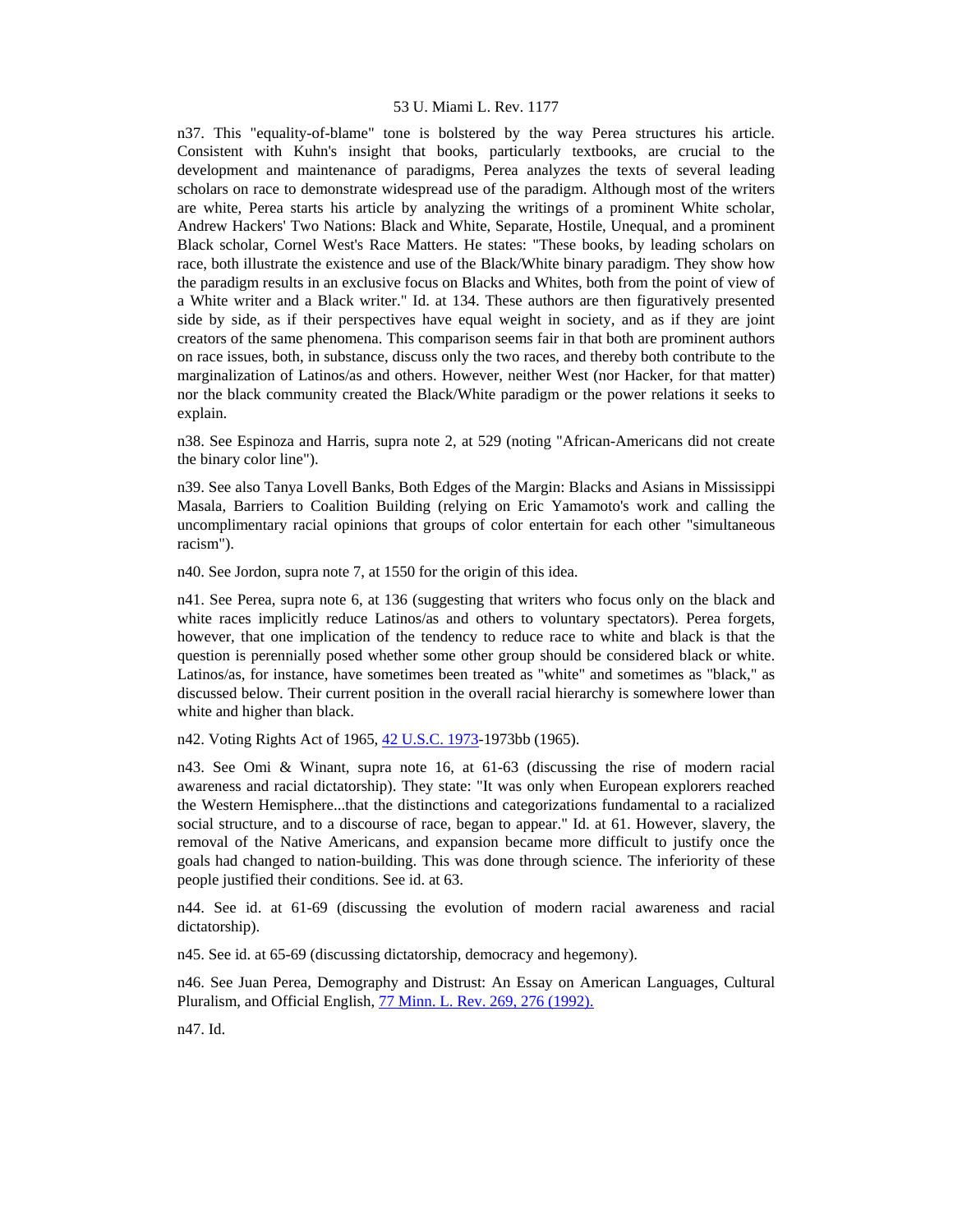n37. This "equality-of-blame" tone is bolstered by the way Perea structures his article. Consistent with Kuhn's insight that books, particularly textbooks, are crucial to the development and maintenance of paradigms, Perea analyzes the texts of several leading scholars on race to demonstrate widespread use of the paradigm. Although most of the writers are white, Perea starts his article by analyzing the writings of a prominent White scholar, Andrew Hackers' Two Nations: Black and White, Separate, Hostile, Unequal, and a prominent Black scholar, Cornel West's Race Matters. He states: "These books, by leading scholars on race, both illustrate the existence and use of the Black/White binary paradigm. They show how the paradigm results in an exclusive focus on Blacks and Whites, both from the point of view of a White writer and a Black writer." Id. at 134. These authors are then figuratively presented side by side, as if their perspectives have equal weight in society, and as if they are joint creators of the same phenomena. This comparison seems fair in that both are prominent authors on race issues, both, in substance, discuss only the two races, and thereby both contribute to the marginalization of Latinos/as and others. However, neither West (nor Hacker, for that matter) nor the black community created the Black/White paradigm or the power relations it seeks to explain.

n38. See Espinoza and Harris, supra note 2, at 529 (noting "African-Americans did not create the binary color line").

n39. See also Tanya Lovell Banks, Both Edges of the Margin: Blacks and Asians in Mississippi Masala, Barriers to Coalition Building (relying on Eric Yamamoto's work and calling the uncomplimentary racial opinions that groups of color entertain for each other "simultaneous racism").

n40. See Jordon, supra note 7, at 1550 for the origin of this idea.

n41. See Perea, supra note 6, at 136 (suggesting that writers who focus only on the black and white races implicitly reduce Latinos/as and others to voluntary spectators). Perea forgets, however, that one implication of the tendency to reduce race to white and black is that the question is perennially posed whether some other group should be considered black or white. Latinos/as, for instance, have sometimes been treated as "white" and sometimes as "black," as discussed below. Their current position in the overall racial hierarchy is somewhere lower than white and higher than black.

n42. Voting Rights Act of 1965, 42 U.S.C. 1973-1973bb (1965).

n43. See Omi & Winant, supra note 16, at 61-63 (discussing the rise of modern racial awareness and racial dictatorship). They state: "It was only when European explorers reached the Western Hemisphere...that the distinctions and categorizations fundamental to a racialized social structure, and to a discourse of race, began to appear." Id. at 61. However, slavery, the removal of the Native Americans, and expansion became more difficult to justify once the goals had changed to nation-building. This was done through science. The inferiority of these people justified their conditions. See id. at 63.

n44. See id. at 61-69 (discussing the evolution of modern racial awareness and racial dictatorship).

n45. See id. at 65-69 (discussing dictatorship, democracy and hegemony).

n46. See Juan Perea, Demography and Distrust: An Essay on American Languages, Cultural Pluralism, and Official English, 77 Minn. L. Rev. 269, 276 (1992).

n47. Id.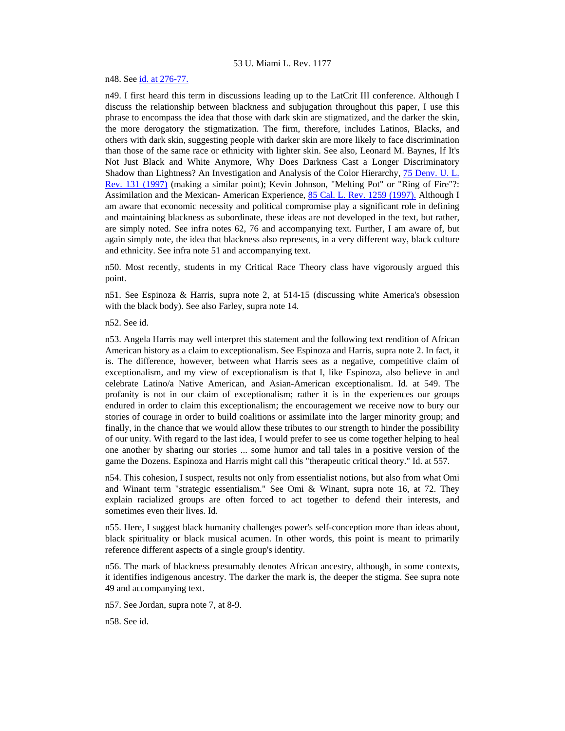n48. See id. at 276-77.

n49. I first heard this term in discussions leading up to the LatCrit III conference. Although I discuss the relationship between blackness and subjugation throughout this paper, I use this phrase to encompass the idea that those with dark skin are stigmatized, and the darker the skin, the more derogatory the stigmatization. The firm, therefore, includes Latinos, Blacks, and others with dark skin, suggesting people with darker skin are more likely to face discrimination than those of the same race or ethnicity with lighter skin. See also, Leonard M. Baynes, If It's Not Just Black and White Anymore, Why Does Darkness Cast a Longer Discriminatory Shadow than Lightness? An Investigation and Analysis of the Color Hierarchy, 75 Denv. U. L. Rev. 131 (1997) (making a similar point); Kevin Johnson, "Melting Pot" or "Ring of Fire"?: Assimilation and the Mexican- American Experience, 85 Cal. L. Rev. 1259 (1997). Although I am aware that economic necessity and political compromise play a significant role in defining and maintaining blackness as subordinate, these ideas are not developed in the text, but rather, are simply noted. See infra notes 62, 76 and accompanying text. Further, I am aware of, but again simply note, the idea that blackness also represents, in a very different way, black culture and ethnicity. See infra note 51 and accompanying text.

n50. Most recently, students in my Critical Race Theory class have vigorously argued this point.

n51. See Espinoza & Harris, supra note 2, at 514-15 (discussing white America's obsession with the black body). See also Farley, supra note 14.

n52. See id.

n53. Angela Harris may well interpret this statement and the following text rendition of African American history as a claim to exceptionalism. See Espinoza and Harris, supra note 2. In fact, it is. The difference, however, between what Harris sees as a negative, competitive claim of exceptionalism, and my view of exceptionalism is that I, like Espinoza, also believe in and celebrate Latino/a Native American, and Asian-American exceptionalism. Id. at 549. The profanity is not in our claim of exceptionalism; rather it is in the experiences our groups endured in order to claim this exceptionalism; the encouragement we receive now to bury our stories of courage in order to build coalitions or assimilate into the larger minority group; and finally, in the chance that we would allow these tributes to our strength to hinder the possibility of our unity. With regard to the last idea, I would prefer to see us come together helping to heal one another by sharing our stories ... some humor and tall tales in a positive version of the game the Dozens. Espinoza and Harris might call this "therapeutic critical theory." Id. at 557.

n54. This cohesion, I suspect, results not only from essentialist notions, but also from what Omi and Winant term "strategic essentialism." See Omi & Winant, supra note 16, at 72. They explain racialized groups are often forced to act together to defend their interests, and sometimes even their lives. Id.

n55. Here, I suggest black humanity challenges power's self-conception more than ideas about, black spirituality or black musical acumen. In other words, this point is meant to primarily reference different aspects of a single group's identity.

n56. The mark of blackness presumably denotes African ancestry, although, in some contexts, it identifies indigenous ancestry. The darker the mark is, the deeper the stigma. See supra note 49 and accompanying text.

n57. See Jordan, supra note 7, at 8-9.

n58. See id.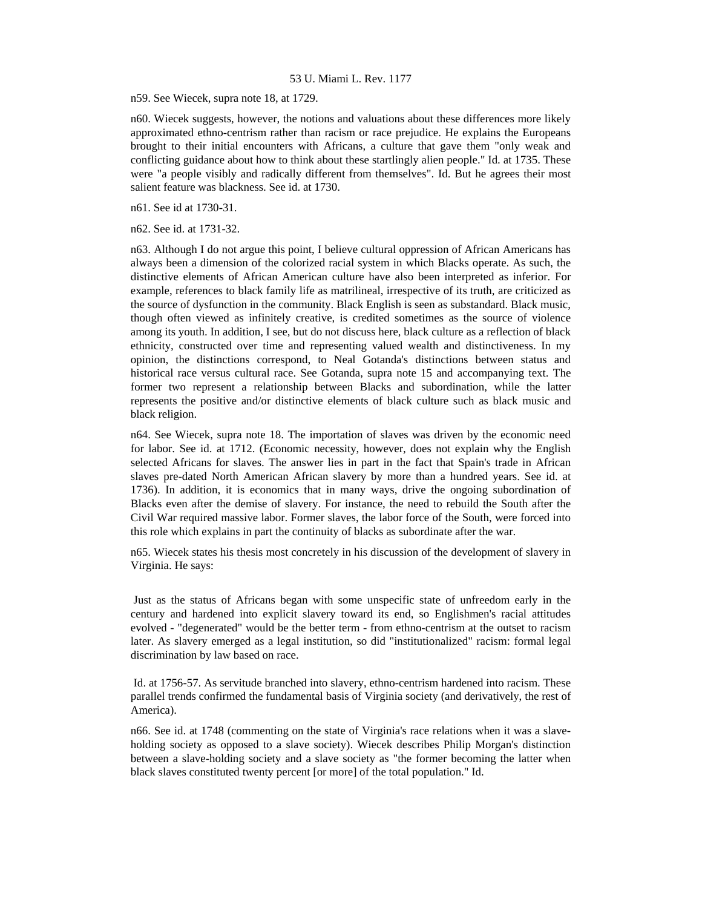n59. See Wiecek, supra note 18, at 1729.

n60. Wiecek suggests, however, the notions and valuations about these differences more likely approximated ethno-centrism rather than racism or race prejudice. He explains the Europeans brought to their initial encounters with Africans, a culture that gave them "only weak and conflicting guidance about how to think about these startlingly alien people." Id. at 1735. These were "a people visibly and radically different from themselves". Id. But he agrees their most salient feature was blackness. See id. at 1730.

n61. See id at 1730-31.

n62. See id. at 1731-32.

n63. Although I do not argue this point, I believe cultural oppression of African Americans has always been a dimension of the colorized racial system in which Blacks operate. As such, the distinctive elements of African American culture have also been interpreted as inferior. For example, references to black family life as matrilineal, irrespective of its truth, are criticized as the source of dysfunction in the community. Black English is seen as substandard. Black music, though often viewed as infinitely creative, is credited sometimes as the source of violence among its youth. In addition, I see, but do not discuss here, black culture as a reflection of black ethnicity, constructed over time and representing valued wealth and distinctiveness. In my opinion, the distinctions correspond, to Neal Gotanda's distinctions between status and historical race versus cultural race. See Gotanda, supra note 15 and accompanying text. The former two represent a relationship between Blacks and subordination, while the latter represents the positive and/or distinctive elements of black culture such as black music and black religion.

n64. See Wiecek, supra note 18. The importation of slaves was driven by the economic need for labor. See id. at 1712. (Economic necessity, however, does not explain why the English selected Africans for slaves. The answer lies in part in the fact that Spain's trade in African slaves pre-dated North American African slavery by more than a hundred years. See id. at 1736). In addition, it is economics that in many ways, drive the ongoing subordination of Blacks even after the demise of slavery. For instance, the need to rebuild the South after the Civil War required massive labor. Former slaves, the labor force of the South, were forced into this role which explains in part the continuity of blacks as subordinate after the war.

n65. Wiecek states his thesis most concretely in his discussion of the development of slavery in Virginia. He says:

> Just as the status of Africans began with some unspecific state of unfreedom early in the century and hardened into explicit slavery toward its end, so Englishmen's racial attitudes evolved - "degenerated" would be the better term - from ethno-centrism at the outset to racism later. As slavery emerged as a legal institution, so did "institutionalized" racism: formal legal discrimination by law based on race.

Id. at 1756-57. As servitude branched into slavery, ethno-centrism hardened into racism. These parallel trends confirmed the fundamental basis of Virginia society (and derivatively, the rest of America).

n66. See id. at 1748 (commenting on the state of Virginia's race relations when it was a slave-holding society as opposed to a slave society). Wiecek describes Philip Morgan's distinction between a slave-holding society and a slave society as "the former becoming the latter when black slaves constituted twenty percent [or more] of the total population." Id.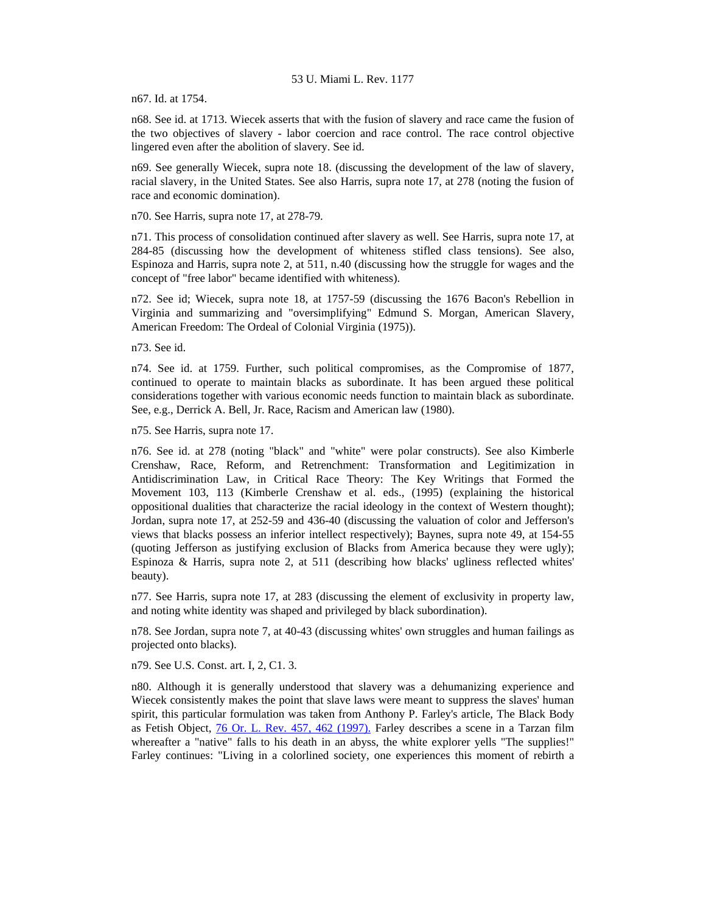n67. Id. at 1754.

n68. See id. at 1713. Wiecek asserts that with the fusion of slavery and race came the fusion of the two objectives of slavery - labor coercion and race control. The race control objective lingered even after the abolition of slavery. See id.

n69. See generally Wiecek, supra note 18. (discussing the development of the law of slavery, racial slavery, in the United States. See also Harris, supra note 17, at 278 (noting the fusion of race and economic domination).

n70. See Harris, supra note 17, at 278-79.

n71. This process of consolidation continued after slavery as well. See Harris, supra note 17, at 284-85 (discussing how the development of whiteness stifled class tensions). See also, Espinoza and Harris, supra note 2, at 511, n.40 (discussing how the struggle for wages and the concept of "free labor" became identified with whiteness).

n72. See id; Wiecek, supra note 18, at 1757-59 (discussing the 1676 Bacon's Rebellion in Virginia and summarizing and "oversimplifying" Edmund S. Morgan, American Slavery, American Freedom: The Ordeal of Colonial Virginia (1975)).

n73. See id.

n74. See id. at 1759. Further, such political compromises, as the Compromise of 1877, continued to operate to maintain blacks as subordinate. It has been argued these political considerations together with various economic needs function to maintain black as subordinate. See, e.g., Derrick A. Bell, Jr. Race, Racism and American law (1980).

n75. See Harris, supra note 17.

n76. See id. at 278 (noting "black" and "white" were polar constructs). See also Kimberle Crenshaw, Race, Reform, and Retrenchment: Transformation and Legitimization in Antidiscrimination Law, in Critical Race Theory: The Key Writings that Formed the Movement 103, 113 (Kimberle Crenshaw et al. eds., (1995) (explaining the historical oppositional dualities that characterize the racial ideology in the context of Western thought); Jordan, supra note 17, at 252-59 and 436-40 (discussing the valuation of color and Jefferson's views that blacks possess an inferior intellect respectively); Baynes, supra note 49, at 154-55 (quoting Jefferson as justifying exclusion of Blacks from America because they were ugly); Espinoza & Harris, supra note 2, at 511 (describing how blacks' ugliness reflected whites' beauty).

n77. See Harris, supra note 17, at 283 (discussing the element of exclusivity in property law, and noting white identity was shaped and privileged by black subordination).

n78. See Jordan, supra note 7, at 40-43 (discussing whites' own struggles and human failings as projected onto blacks).

n79. See U.S. Const. art. I, 2, C1. 3.

n80. Although it is generally understood that slavery was a dehumanizing experience and Wiecek consistently makes the point that slave laws were meant to suppress the slaves' human spirit, this particular formulation was taken from Anthony P. Farley's article, The Black Body as Fetish Object, 76 Or. L. Rev. 457, 462 (1997). Farley describes a scene in a Tarzan film whereafter a "native" falls to his death in an abyss, the white explorer yells "The supplies!" Farley continues: "Living in a colorlined society, one experiences this moment of rebirth a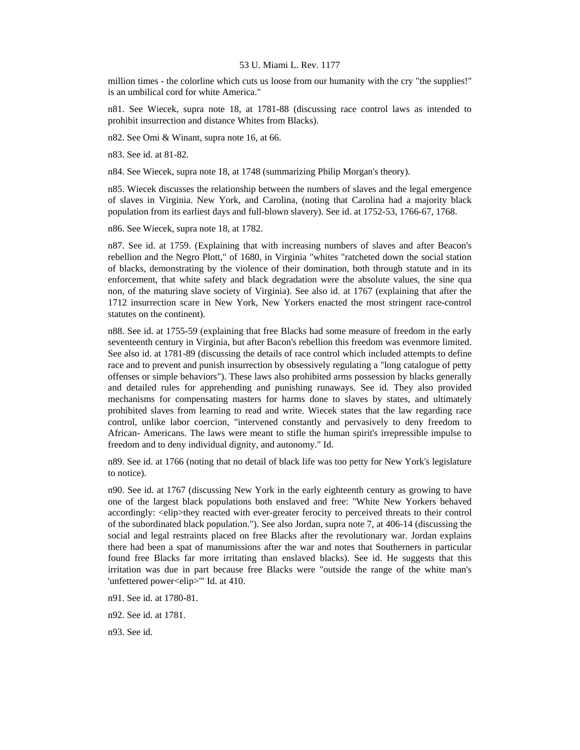million times - the colorline which cuts us loose from our humanity with the cry "the supplies!" is an umbilical cord for white America."

n81. See Wiecek, supra note 18, at 1781-88 (discussing race control laws as intended to prohibit insurrection and distance Whites from Blacks).

n82. See Omi & Winant, supra note 16, at 66.

n83. See id. at 81-82.

n84. See Wiecek, supra note 18, at 1748 (summarizing Philip Morgan's theory).

n85. Wiecek discusses the relationship between the numbers of slaves and the legal emergence of slaves in Virginia. New York, and Carolina, (noting that Carolina had a majority black population from its earliest days and full-blown slavery). See id. at 1752-53, 1766-67, 1768.

n86. See Wiecek, supra note 18, at 1782.

n87. See id. at 1759. (Explaining that with increasing numbers of slaves and after Beacon's rebellion and the Negro Plott," of 1680, in Virginia "whites "ratcheted down the social station of blacks, demonstrating by the violence of their domination, both through statute and in its enforcement, that white safety and black degradation were the absolute values, the sine qua non, of the maturing slave society of Virginia). See also id. at 1767 (explaining that after the 1712 insurrection scare in New York, New Yorkers enacted the most stringent race-control statutes on the continent).

n88. See id. at 1755-59 (explaining that free Blacks had some measure of freedom in the early seventeenth century in Virginia, but after Bacon's rebellion this freedom was evenmore limited. See also id. at 1781-89 (discussing the details of race control which included attempts to define race and to prevent and punish insurrection by obsessively regulating a "long catalogue of petty offenses or simple behaviors"). These laws also prohibited arms possession by blacks generally and detailed rules for apprehending and punishing runaways. See id. They also provided mechanisms for compensating masters for harms done to slaves by states, and ultimately prohibited slaves from learning to read and write. Wiecek states that the law regarding race control, unlike labor coercion, "intervened constantly and pervasively to deny freedom to African- Americans. The laws were meant to stifle the human spirit's irrepressible impulse to freedom and to deny individual dignity, and autonomy." Id.

n89. See id. at 1766 (noting that no detail of black life was too petty for New York's legislature to notice).

n90. See id. at 1767 (discussing New York in the early eighteenth century as growing to have one of the largest black populations both enslaved and free: "White New Yorkers behaved accordingly: <elip>they reacted with ever-greater ferocity to perceived threats to their control of the subordinated black population."). See also Jordan, supra note 7, at 406-14 (discussing the social and legal restraints placed on free Blacks after the revolutionary war. Jordan explains there had been a spat of manumissions after the war and notes that Southerners in particular found free Blacks far more irritating than enslaved blacks). See id. He suggests that this irritation was due in part because free Blacks were "outside the range of the white man's 'unfettered power<elip>'" Id. at 410.

n91. See id. at 1780-81.

n92. See id. at 1781.

n93. See id.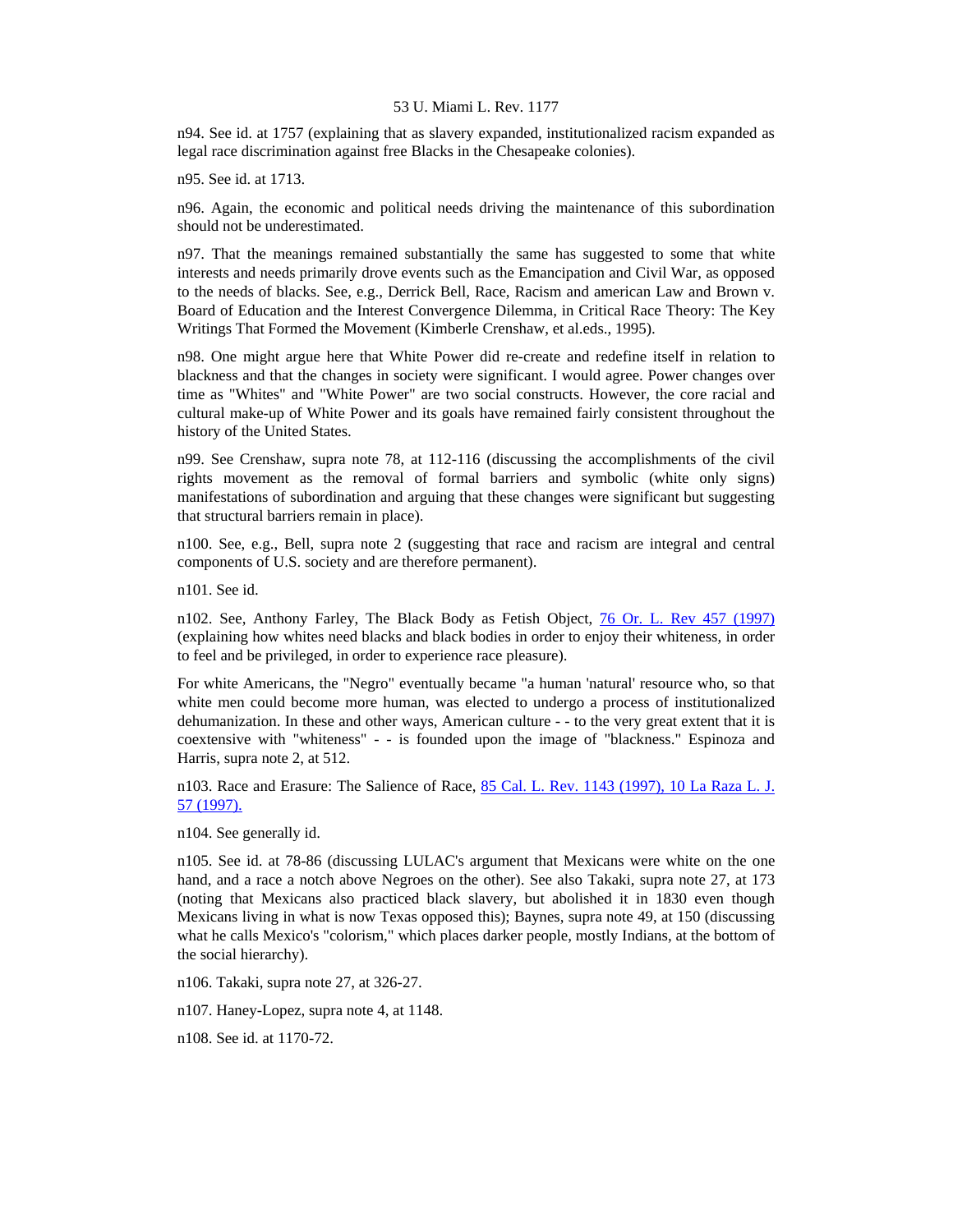n94. See id. at 1757 (explaining that as slavery expanded, institutionalized racism expanded as legal race discrimination against free Blacks in the Chesapeake colonies).

n95. See id. at 1713.

n96. Again, the economic and political needs driving the maintenance of this subordination should not be underestimated.

n97. That the meanings remained substantially the same has suggested to some that white interests and needs primarily drove events such as the Emancipation and Civil War, as opposed to the needs of blacks. See, e.g., Derrick Bell, Race, Racism and american Law and Brown v. Board of Education and the Interest Convergence Dilemma, in Critical Race Theory: The Key Writings That Formed the Movement (Kimberle Crenshaw, et al.eds., 1995).

n98. One might argue here that White Power did re-create and redefine itself in relation to blackness and that the changes in society were significant. I would agree. Power changes over time as "Whites" and "White Power" are two social constructs. However, the core racial and cultural make-up of White Power and its goals have remained fairly consistent throughout the history of the United States.

n99. See Crenshaw, supra note 78, at 112-116 (discussing the accomplishments of the civil rights movement as the removal of formal barriers and symbolic (white only signs) manifestations of subordination and arguing that these changes were significant but suggesting that structural barriers remain in place).

n100. See, e.g., Bell, supra note 2 (suggesting that race and racism are integral and central components of U.S. society and are therefore permanent).

n101. See id.

n102. See, Anthony Farley, The Black Body as Fetish Object, 76 Or. L. Rev 457 (1997) (explaining how whites need blacks and black bodies in order to enjoy their whiteness, in order to feel and be privileged, in order to experience race pleasure).

For white Americans, the "Negro" eventually became "a human 'natural' resource who, so that white men could become more human, was elected to undergo a process of institutionalized dehumanization. In these and other ways, American culture - - to the very great extent that it is coextensive with "whiteness" - - is founded upon the image of "blackness." Espinoza and Harris, supra note 2, at 512.

n103. Race and Erasure: The Salience of Race, 85 Cal. L. Rev. 1143 (1997), 10 La Raza L. J. 57 (1997).

n104. See generally id.

n105. See id. at 78-86 (discussing LULAC's argument that Mexicans were white on the one hand, and a race a notch above Negroes on the other). See also Takaki, supra note 27, at 173 (noting that Mexicans also practiced black slavery, but abolished it in 1830 even though Mexicans living in what is now Texas opposed this); Baynes, supra note 49, at 150 (discussing what he calls Mexico's "colorism," which places darker people, mostly Indians, at the bottom of the social hierarchy).

n106. Takaki, supra note 27, at 326-27.

n107. Haney-Lopez, supra note 4, at 1148.

n108. See id. at 1170-72.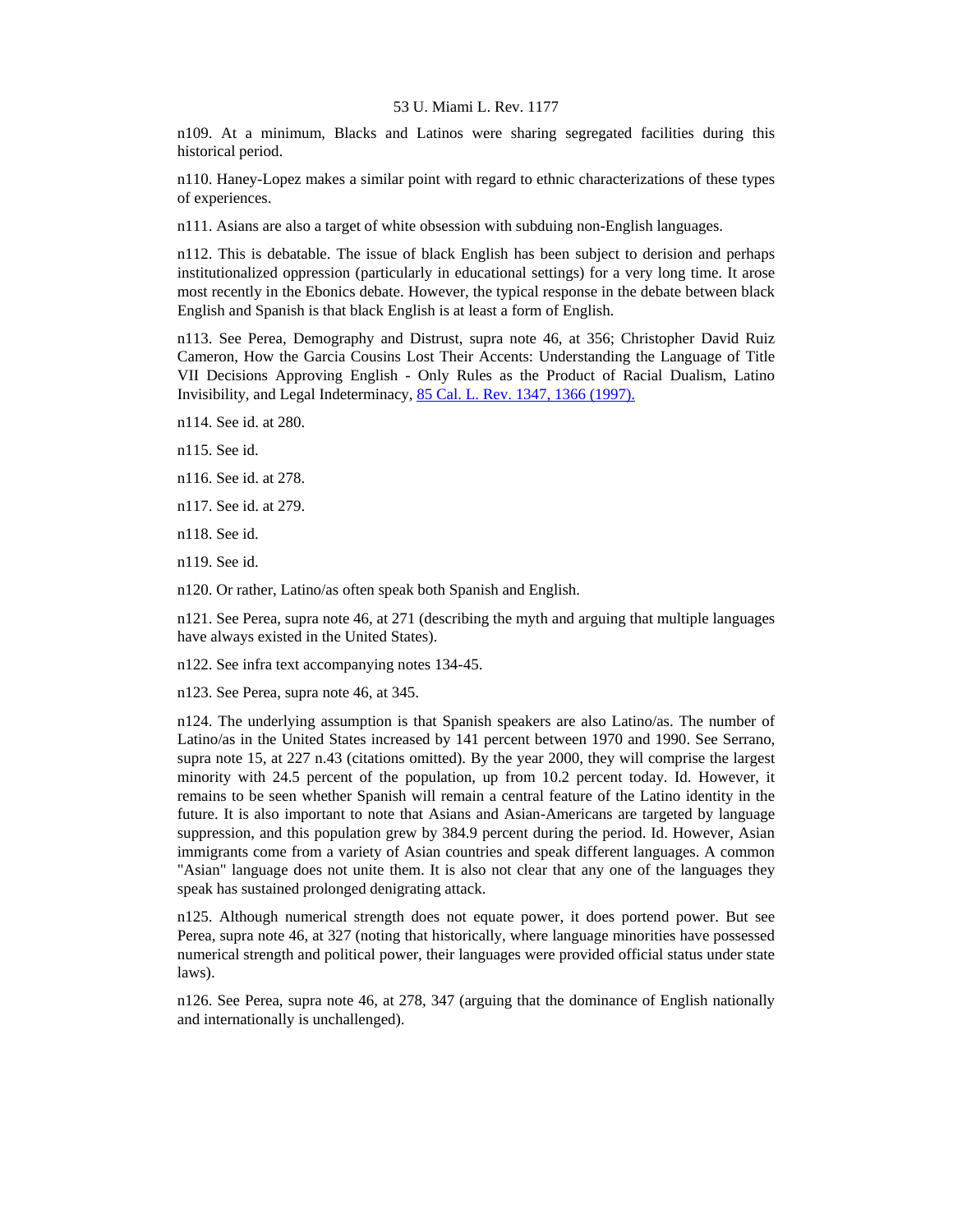n109. At a minimum, Blacks and Latinos were sharing segregated facilities during this historical period.

n110. Haney-Lopez makes a similar point with regard to ethnic characterizations of these types of experiences.

n111. Asians are also a target of white obsession with subduing non-English languages.

n112. This is debatable. The issue of black English has been subject to derision and perhaps institutionalized oppression (particularly in educational settings) for a very long time. It arose most recently in the Ebonics debate. However, the typical response in the debate between black English and Spanish is that black English is at least a form of English.

n113. See Perea, Demography and Distrust, supra note 46, at 356; Christopher David Ruiz Cameron, How the Garcia Cousins Lost Their Accents: Understanding the Language of Title VII Decisions Approving English - Only Rules as the Product of Racial Dualism, Latino Invisibility, and Legal Indeterminacy, 85 Cal. L. Rev. 1347, 1366 (1997).

n114. See id. at 280.

n115. See id.

n116. See id. at 278.

n117. See id. at 279.

n118. See id.

n119. See id.

n120. Or rather, Latino/as often speak both Spanish and English.

n121. See Perea, supra note 46, at 271 (describing the myth and arguing that multiple languages have always existed in the United States).

n122. See infra text accompanying notes 134-45.

n123. See Perea, supra note 46, at 345.

n124. The underlying assumption is that Spanish speakers are also Latino/as. The number of Latino/as in the United States increased by 141 percent between 1970 and 1990. See Serrano, supra note 15, at 227 n.43 (citations omitted). By the year 2000, they will comprise the largest minority with 24.5 percent of the population, up from 10.2 percent today. Id. However, it remains to be seen whether Spanish will remain a central feature of the Latino identity in the future. It is also important to note that Asians and Asian-Americans are targeted by language suppression, and this population grew by 384.9 percent during the period. Id. However, Asian immigrants come from a variety of Asian countries and speak different languages. A common "Asian" language does not unite them. It is also not clear that any one of the languages they speak has sustained prolonged denigrating attack.

n125. Although numerical strength does not equate power, it does portend power. But see Perea, supra note 46, at 327 (noting that historically, where language minorities have possessed numerical strength and political power, their languages were provided official status under state laws).

n126. See Perea, supra note 46, at 278, 347 (arguing that the dominance of English nationally and internationally is unchallenged).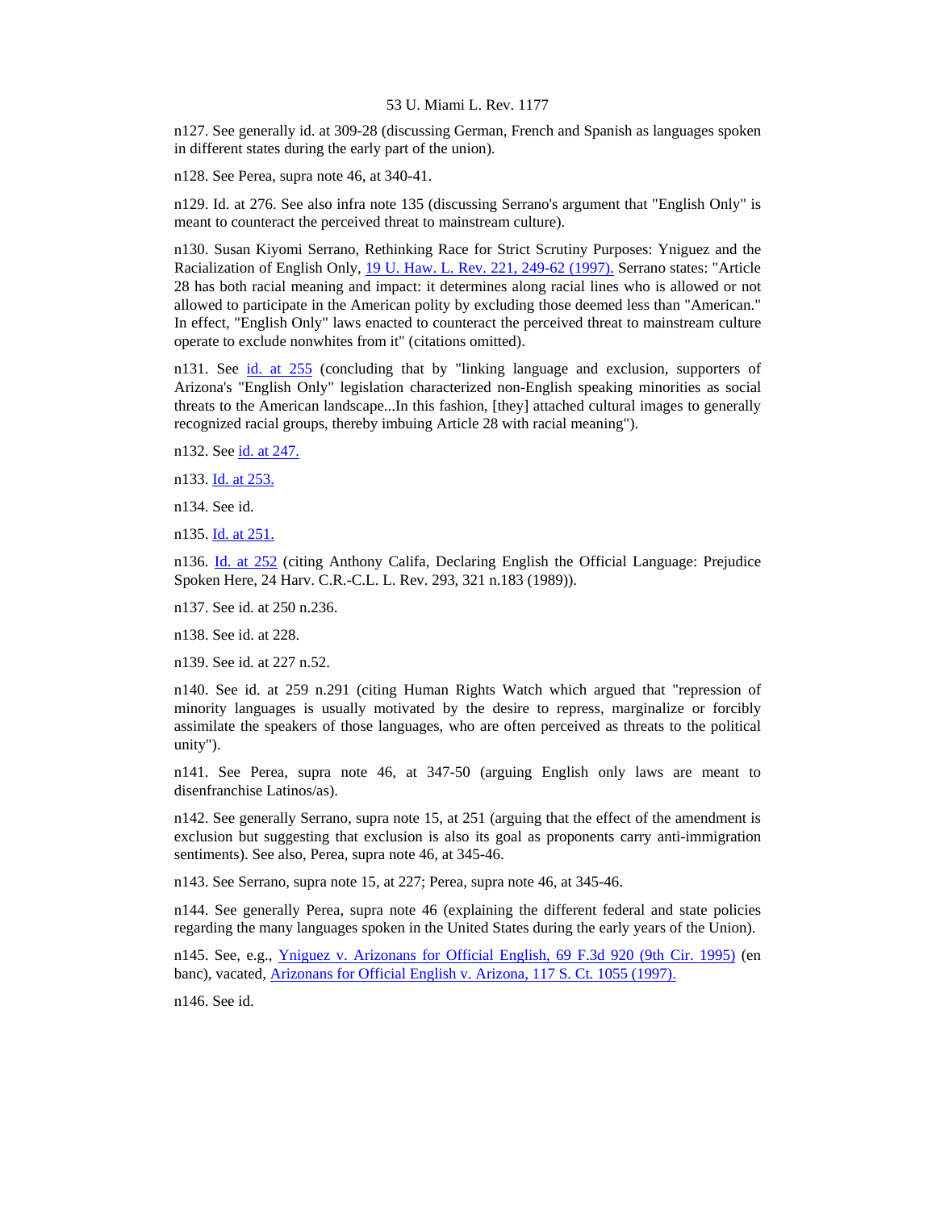n127. See generally id. at 309-28 (discussing German, French and Spanish as languages spoken in different states during the early part of the union).

n128. See Perea, supra note 46, at 340-41.

n129. Id. at 276. See also infra note 135 (discussing Serrano's argument that "English Only" is meant to counteract the perceived threat to mainstream culture).

n130. Susan Kiyomi Serrano, Rethinking Race for Strict Scrutiny Purposes: Yniguez and the Racialization of English Only, 19 U. Haw. L. Rev. 221, 249-62 (1997). Serrano states: "Article 28 has both racial meaning and impact: it determines along racial lines who is allowed or not allowed to participate in the American polity by excluding those deemed less than "American." In effect, "English Only" laws enacted to counteract the perceived threat to mainstream culture operate to exclude nonwhites from it" (citations omitted).

n131. See id. at 255 (concluding that by "linking language and exclusion, supporters of Arizona's "English Only" legislation characterized non-English speaking minorities as social threats to the American landscape...In this fashion, [they] attached cultural images to generally recognized racial groups, thereby imbuing Article 28 with racial meaning").

n132. See id. at 247.

n133. Id. at 253.

n134. See id.

n135. Id. at 251.

n136. Id. at 252 (citing Anthony Califa, Declaring English the Official Language: Prejudice Spoken Here, 24 Harv. C.R.-C.L. L. Rev. 293, 321 n.183 (1989)).

n137. See id. at 250 n.236.

n138. See id. at 228.

n139. See id. at 227 n.52.

n140. See id. at 259 n.291 (citing Human Rights Watch which argued that "repression of minority languages is usually motivated by the desire to repress, marginalize or forcibly assimilate the speakers of those languages, who are often perceived as threats to the political unity").

n141. See Perea, supra note 46, at 347-50 (arguing English only laws are meant to disenfranchise Latinos/as).

n142. See generally Serrano, supra note 15, at 251 (arguing that the effect of the amendment is exclusion but suggesting that exclusion is also its goal as proponents carry anti-immigration sentiments). See also, Perea, supra note 46, at 345-46.

n143. See Serrano, supra note 15, at 227; Perea, supra note 46, at 345-46.

n144. See generally Perea, supra note 46 (explaining the different federal and state policies regarding the many languages spoken in the United States during the early years of the Union).

n145. See, e.g., Yniguez v. Arizonans for Official English, 69 F.3d 920 (9th Cir. 1995) (en banc), vacated, Arizonans for Official English v. Arizona, 117 S. Ct. 1055 (1997).

n146. See id.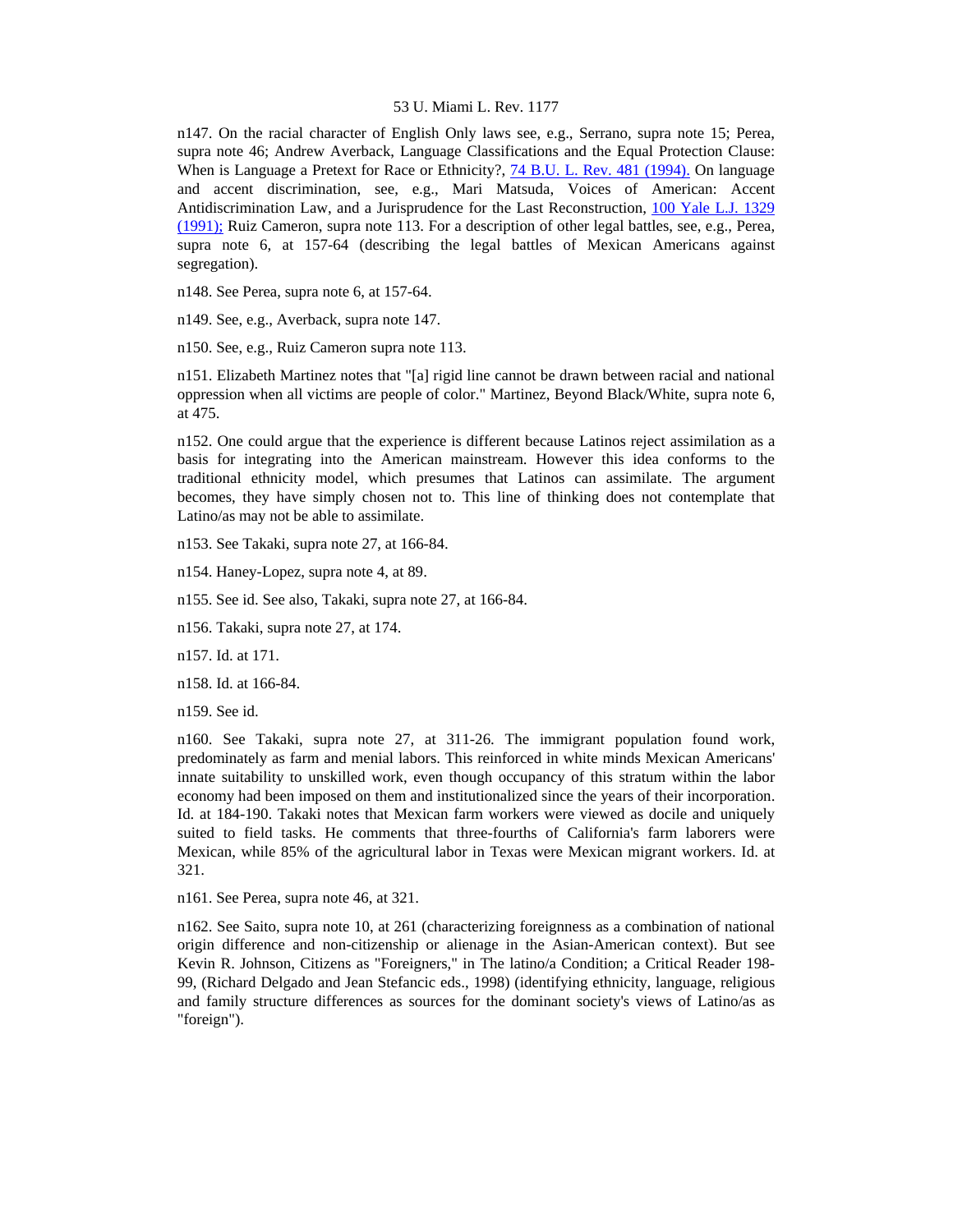n147. On the racial character of English Only laws see, e.g., Serrano, supra note 15; Perea, supra note 46; Andrew Averback, Language Classifications and the Equal Protection Clause: When is Language a Pretext for Race or Ethnicity?, 74 B.U. L. Rev. 481 (1994). On language and accent discrimination, see, e.g., Mari Matsuda, Voices of American: Accent Antidiscrimination Law, and a Jurisprudence for the Last Reconstruction, 100 Yale L.J. 1329 (1991); Ruiz Cameron, supra note 113. For a description of other legal battles, see, e.g., Perea, supra note 6, at 157-64 (describing the legal battles of Mexican Americans against segregation).

n148. See Perea, supra note 6, at 157-64.

n149. See, e.g., Averback, supra note 147.

n150. See, e.g., Ruiz Cameron supra note 113.

n151. Elizabeth Martinez notes that "[a] rigid line cannot be drawn between racial and national oppression when all victims are people of color." Martinez, Beyond Black/White, supra note 6, at 475.

n152. One could argue that the experience is different because Latinos reject assimilation as a basis for integrating into the American mainstream. However this idea conforms to the traditional ethnicity model, which presumes that Latinos can assimilate. The argument becomes, they have simply chosen not to. This line of thinking does not contemplate that Latino/as may not be able to assimilate.

n153. See Takaki, supra note 27, at 166-84.

n154. Haney-Lopez, supra note 4, at 89.

n155. See id. See also, Takaki, supra note 27, at 166-84.

n156. Takaki, supra note 27, at 174.

n157. Id. at 171.

n158. Id. at 166-84.

n159. See id.

n160. See Takaki, supra note 27, at 311-26. The immigrant population found work, predominately as farm and menial labors. This reinforced in white minds Mexican Americans' innate suitability to unskilled work, even though occupancy of this stratum within the labor economy had been imposed on them and institutionalized since the years of their incorporation. Id. at 184-190. Takaki notes that Mexican farm workers were viewed as docile and uniquely suited to field tasks. He comments that three-fourths of California's farm laborers were Mexican, while 85% of the agricultural labor in Texas were Mexican migrant workers. Id. at 321.

n161. See Perea, supra note 46, at 321.

n162. See Saito, supra note 10, at 261 (characterizing foreignness as a combination of national origin difference and non-citizenship or alienage in the Asian-American context). But see Kevin R. Johnson, Citizens as "Foreigners," in The latino/a Condition; a Critical Reader 198-99, (Richard Delgado and Jean Stefancic eds., 1998) (identifying ethnicity, language, religious and family structure differences as sources for the dominant society's views of Latino/as as "foreign").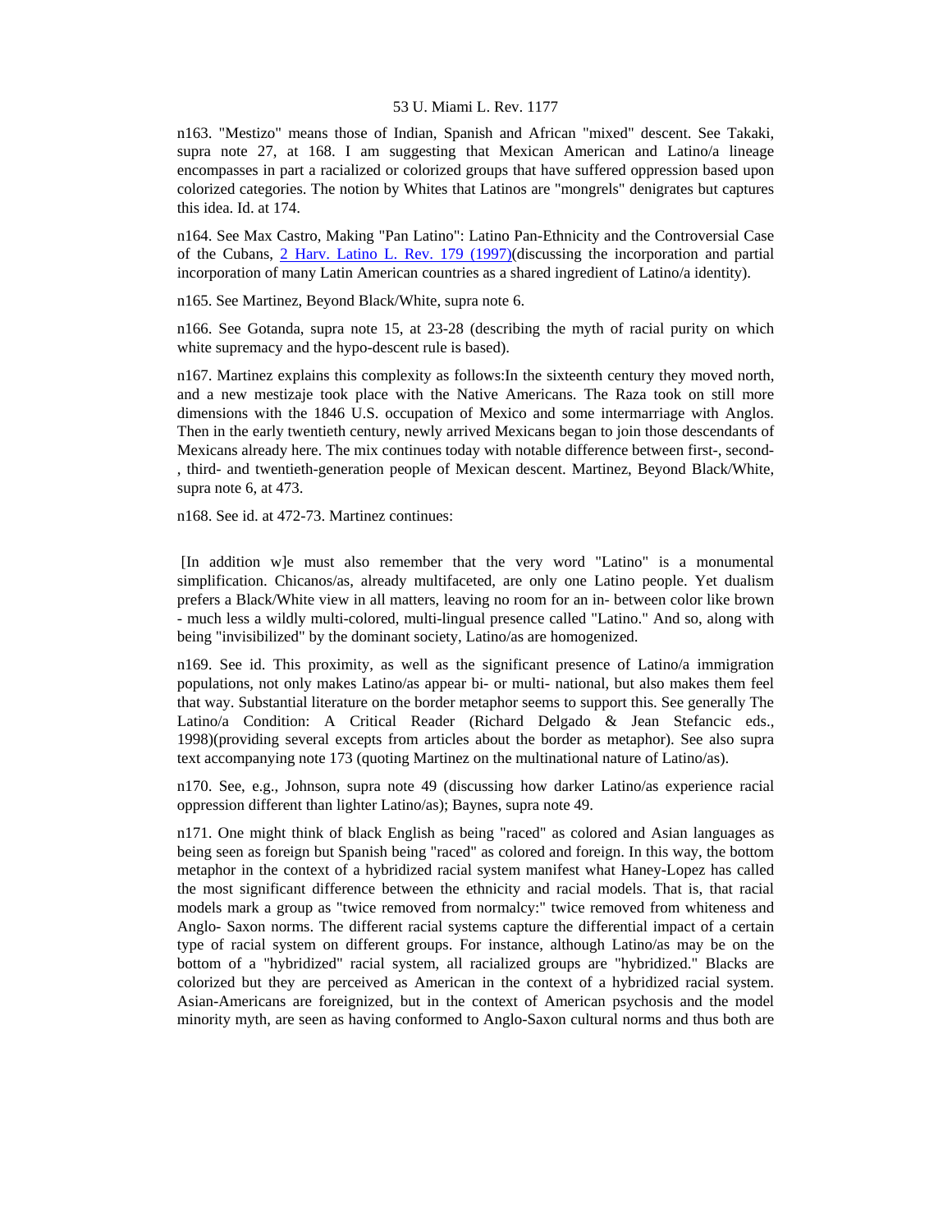n163. "Mestizo" means those of Indian, Spanish and African "mixed" descent. See Takaki, supra note 27, at 168. I am suggesting that Mexican American and Latino/a lineage encompasses in part a racialized or colorized groups that have suffered oppression based upon colorized categories. The notion by Whites that Latinos are "mongrels" denigrates but captures this idea. Id. at 174.

n164. See Max Castro, Making "Pan Latino": Latino Pan-Ethnicity and the Controversial Case of the Cubans, 2 Harv. Latino L. Rev. 179 (1997)(discussing the incorporation and partial incorporation of many Latin American countries as a shared ingredient of Latino/a identity).

n165. See Martinez, Beyond Black/White, supra note 6.

n166. See Gotanda, supra note 15, at 23-28 (describing the myth of racial purity on which white supremacy and the hypo-descent rule is based).

n167. Martinez explains this complexity as follows:In the sixteenth century they moved north, and a new mestizaje took place with the Native Americans. The Raza took on still more dimensions with the 1846 U.S. occupation of Mexico and some intermarriage with Anglos. Then in the early twentieth century, newly arrived Mexicans began to join those descendants of Mexicans already here. The mix continues today with notable difference between first-, second-, third- and twentieth-generation people of Mexican descent. Martinez, Beyond Black/White, supra note 6, at 473.

n168. See id. at 472-73. Martinez continues:

[In addition w]e must also remember that the very word "Latino" is a monumental simplification. Chicanos/as, already multifaceted, are only one Latino people. Yet dualism prefers a Black/White view in all matters, leaving no room for an in- between color like brown - much less a wildly multi-colored, multi-lingual presence called "Latino." And so, along with being "invisibilized" by the dominant society, Latino/as are homogenized.

n169. See id. This proximity, as well as the significant presence of Latino/a immigration populations, not only makes Latino/as appear bi- or multi- national, but also makes them feel that way. Substantial literature on the border metaphor seems to support this. See generally The Latino/a Condition: A Critical Reader (Richard Delgado & Jean Stefancic eds., 1998)(providing several excepts from articles about the border as metaphor). See also supra text accompanying note 173 (quoting Martinez on the multinational nature of Latino/as).

n170. See, e.g., Johnson, supra note 49 (discussing how darker Latino/as experience racial oppression different than lighter Latino/as); Baynes, supra note 49.

n171. One might think of black English as being "raced" as colored and Asian languages as being seen as foreign but Spanish being "raced" as colored and foreign. In this way, the bottom metaphor in the context of a hybridized racial system manifest what Haney-Lopez has called the most significant difference between the ethnicity and racial models. That is, that racial models mark a group as "twice removed from normalcy:" twice removed from whiteness and Anglo- Saxon norms. The different racial systems capture the differential impact of a certain type of racial system on different groups. For instance, although Latino/as may be on the bottom of a "hybridized" racial system, all racialized groups are "hybridized." Blacks are colorized but they are perceived as American in the context of a hybridized racial system. Asian-Americans are foreignized, but in the context of American psychosis and the model minority myth, are seen as having conformed to Anglo-Saxon cultural norms and thus both are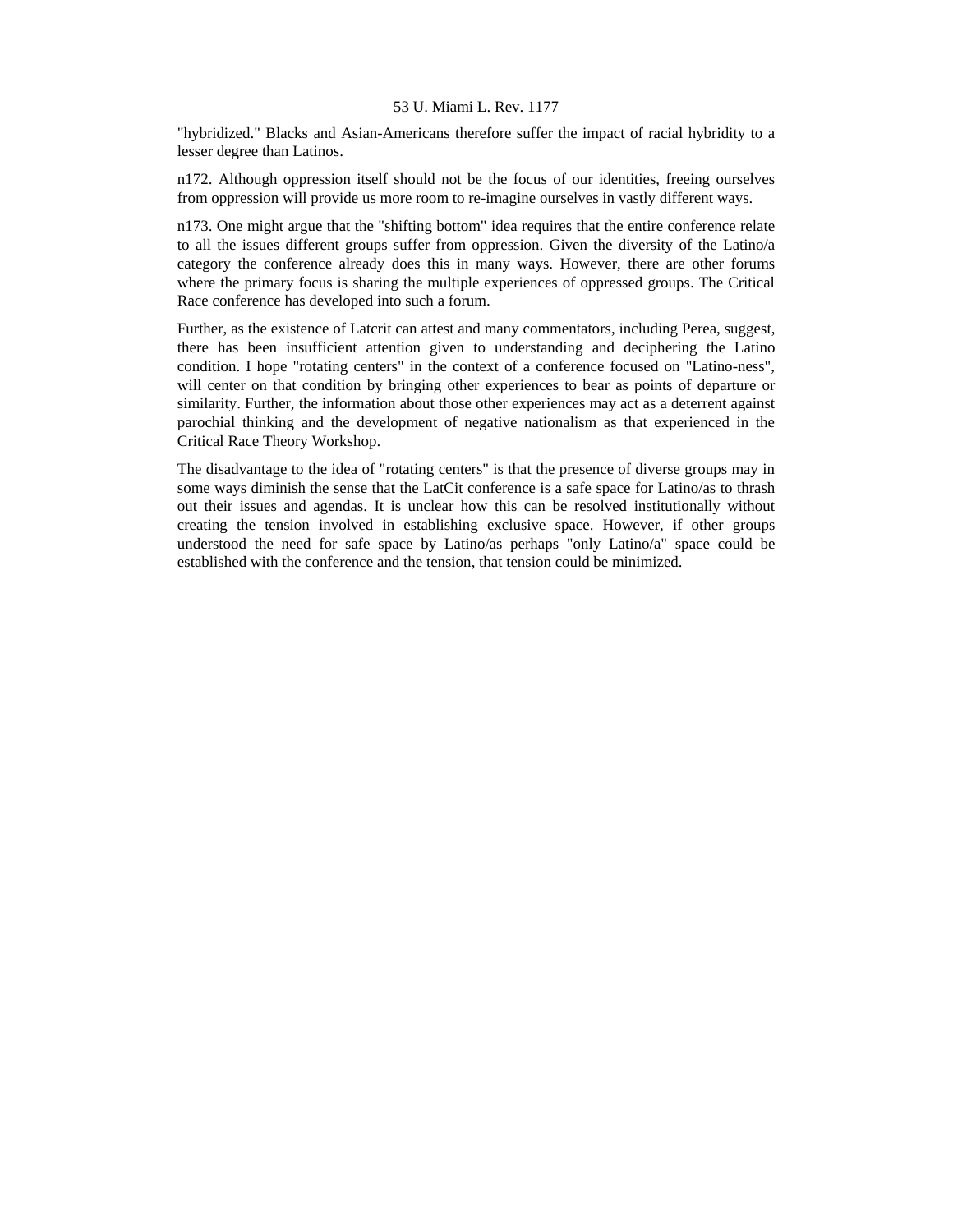"hybridized." Blacks and Asian-Americans therefore suffer the impact of racial hybridity to a lesser degree than Latinos.

n172. Although oppression itself should not be the focus of our identities, freeing ourselves from oppression will provide us more room to re-imagine ourselves in vastly different ways.

n173. One might argue that the "shifting bottom" idea requires that the entire conference relate to all the issues different groups suffer from oppression. Given the diversity of the Latino/a category the conference already does this in many ways. However, there are other forums where the primary focus is sharing the multiple experiences of oppressed groups. The Critical Race conference has developed into such a forum.

Further, as the existence of Latcrit can attest and many commentators, including Perea, suggest, there has been insufficient attention given to understanding and deciphering the Latino condition. I hope "rotating centers" in the context of a conference focused on "Latino-ness", will center on that condition by bringing other experiences to bear as points of departure or similarity. Further, the information about those other experiences may act as a deterrent against parochial thinking and the development of negative nationalism as that experienced in the Critical Race Theory Workshop.

The disadvantage to the idea of "rotating centers" is that the presence of diverse groups may in some ways diminish the sense that the LatCit conference is a safe space for Latino/as to thrash out their issues and agendas. It is unclear how this can be resolved institutionally without creating the tension involved in establishing exclusive space. However, if other groups understood the need for safe space by Latino/as perhaps "only Latino/a" space could be established with the conference and the tension, that tension could be minimized.